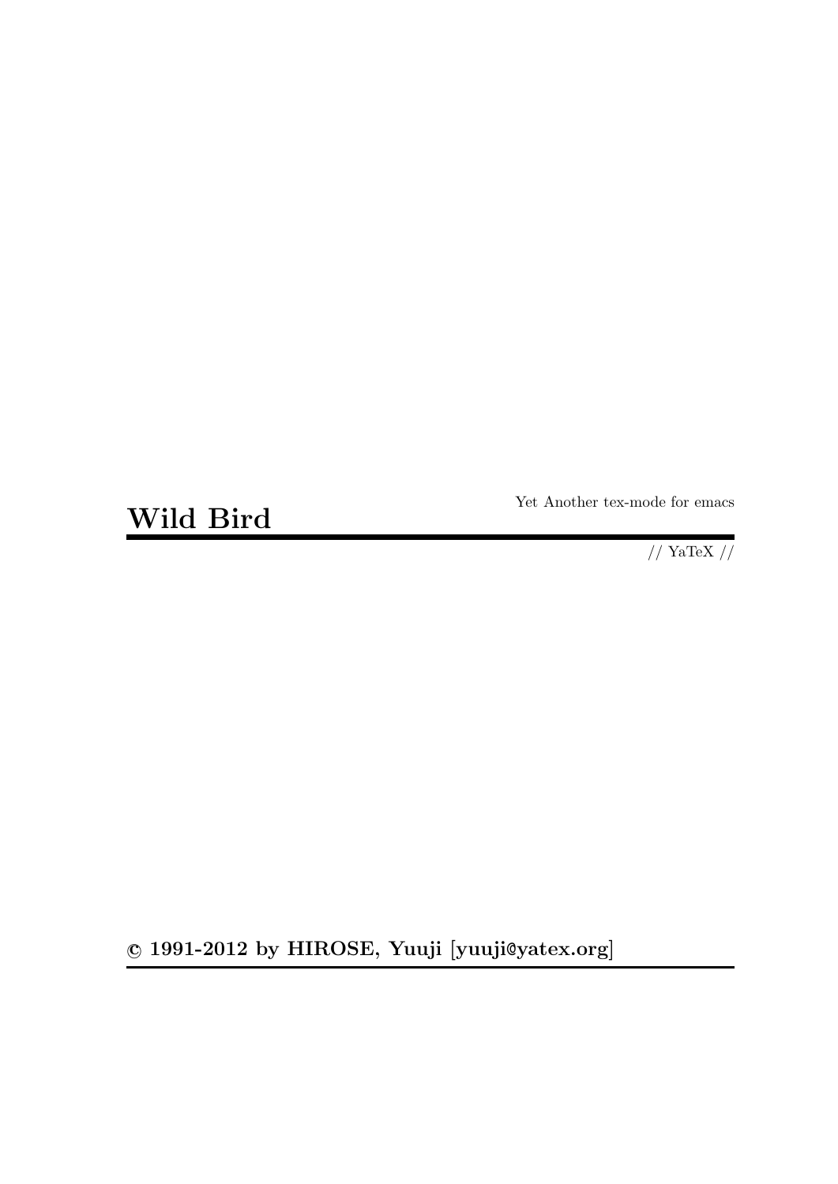Yet Another tex-mode for emacs

# Wild Bird

// YaTeX //

**© 1991-2012 by HIROSE, Yuuji [yuuji@yatex.org]**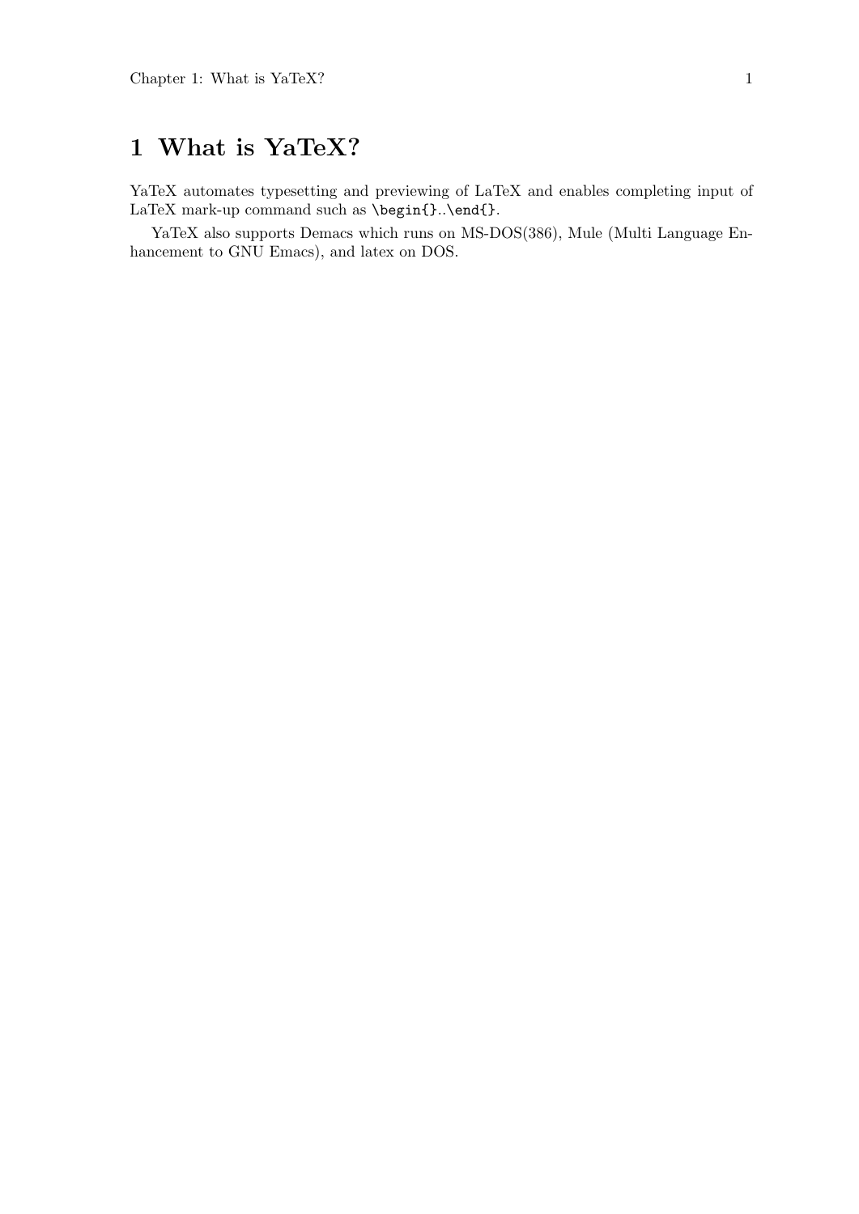# 1 What is YaTeX?

YaTeX automates typesetting and previewing of LaTeX and enables completing input of LaTeX mark-up command such as `\begin{}`..`\end{}`.

YaTeX also supports Demacs which runs on MS-DOS(386), Mule (Multi Language Enhancement to GNU Emacs), and latex on DOS.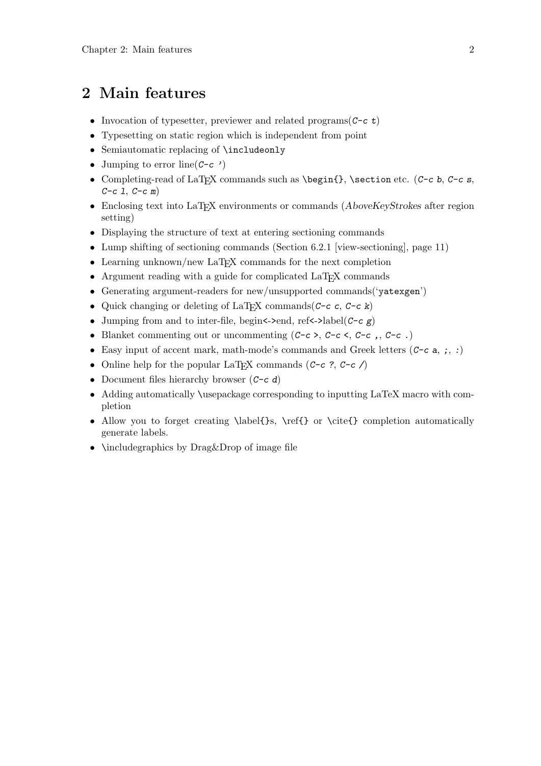# 2 Main features

- Invocation of typesetter, previewer and related programs(`C-c t`)
- Typesetting on static region which is independent from point
- Semiautomatic replacing of `\includeonly`
- Jumping to error line(`C-c '`)
- Completing-read of LaTeX commands such as `\begin{}`, `\section` etc. (`C-c b`, `C-c s`, `C-c l`, `C-c m`)
- Enclosing text into LaTeX environments or commands (*AboveKeyStrokes* after region setting)
- Displaying the structure of text at entering sectioning commands
- Lump shifting of sectioning commands (Section 6.2.1 [view-sectioning], page 11)
- Learning unknown/new LaTeX commands for the next completion
- Argument reading with a guide for complicated LaTeX commands
- Generating argument-readers for new/unsupported commands(‘`yatexgen`’)
- Quick changing or deleting of LaTeX commands(`C-c c`, `C-c k`)
- Jumping from and to inter-file, begin<->end, ref<->label(`C-c g`)
- Blanket commenting out or uncommenting (`C-c >`, `C-c <`, `C-c ,`, `C-c .`)
- Easy input of accent mark, math-mode's commands and Greek letters (`C-c a`, `;`, `:`)
- Online help for the popular LaTeX commands (`C-c ?`, `C-c /`)
- Document files hierarchy browser (`C-c d`)
- Adding automatically \usepackage corresponding to inputting LaTeX macro with completion
- Allow you to forget creating \label{}s, \ref{} or \cite{} completion automatically generate labels.
- \includegraphics by Drag&Drop of image file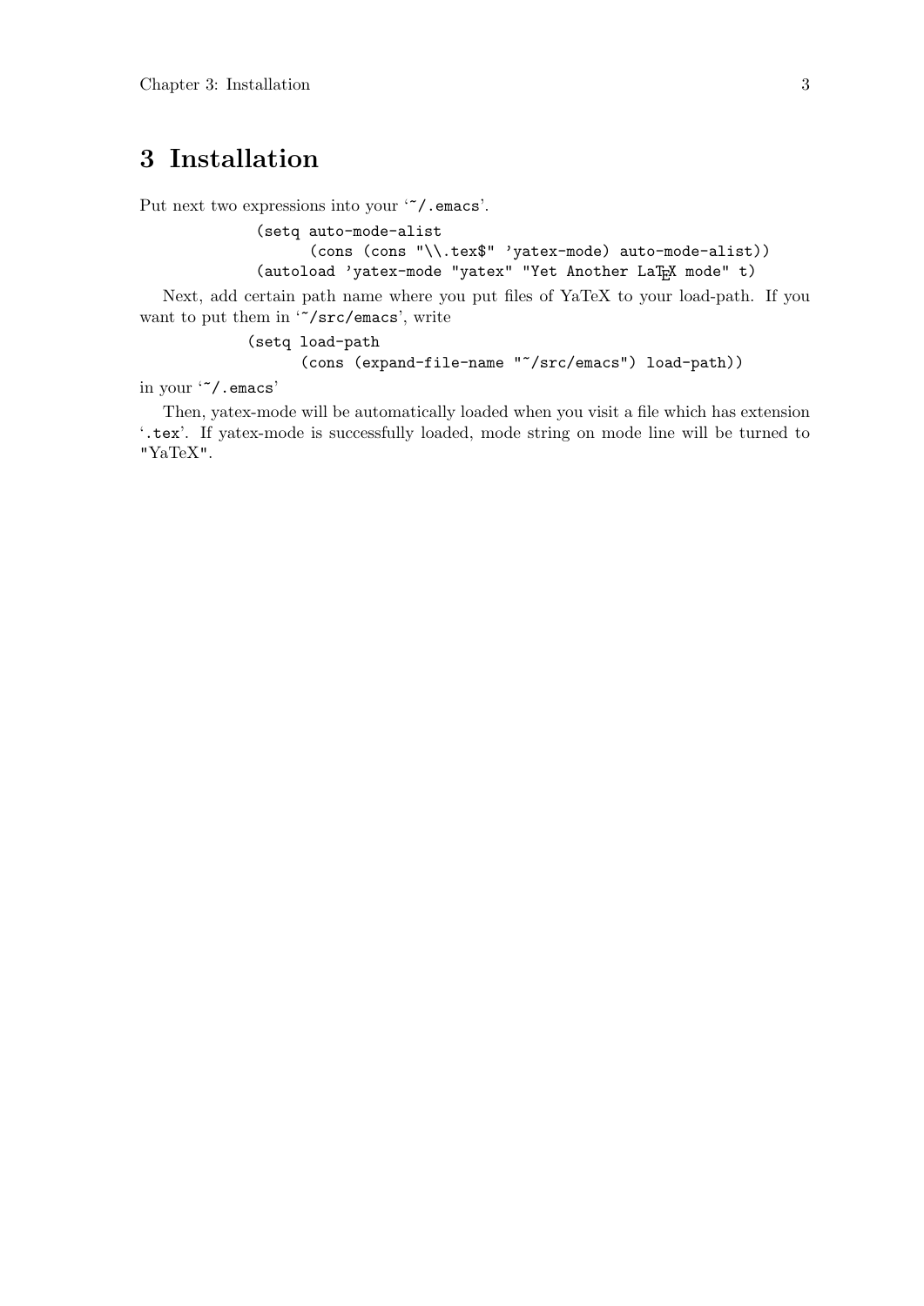# 3 Installation

Put next two expressions into your '~/.emacs'.

```
(setq auto-mode-alist
      (cons (cons "\\.tex$" 'yatex-mode) auto-mode-alist))
(autoload 'yatex-mode "yatex" "Yet Another LaTeX mode" t)
```

Next, add certain path name where you put files of YaTeX to your load-path. If you want to put them in '~/src/emacs', write

```
(setq load-path
      (cons (expand-file-name "~/src/emacs") load-path))
```

in your '~/.emacs'

Then, yatex-mode will be automatically loaded when you visit a file which has extension '.tex'. If yatex-mode is successfully loaded, mode string on mode line will be turned to "YaTeX".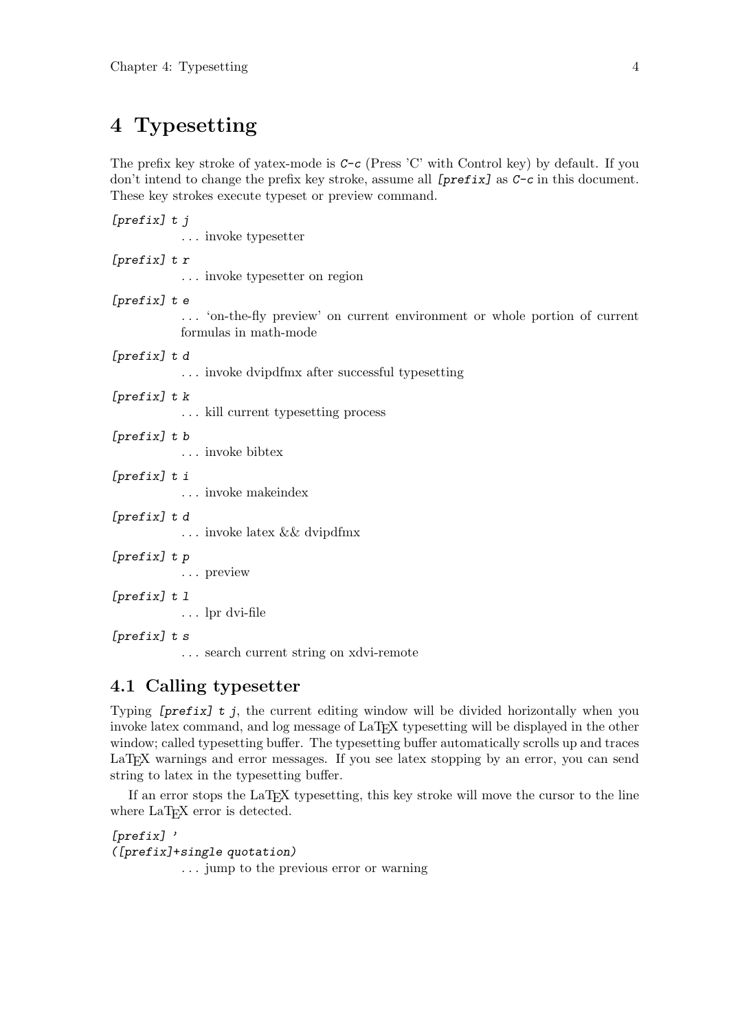# 4 Typesetting

The prefix key stroke of yatex-mode is `C-c` (Press 'C' with Control key) by default. If you don't intend to change the prefix key stroke, assume all *[prefix]* as `C-c` in this document. These key strokes execute typeset or preview command.

*[prefix] t j*
: ... invoke typesetter

*[prefix] t r*
: ... invoke typesetter on region

*[prefix] t e*
: ... 'on-the-fly preview' on current environment or whole portion of current formulas in math-mode

*[prefix] t d*
: ... invoke dvipdfmx after successful typesetting

*[prefix] t k*
: ... kill current typesetting process

*[prefix] t b*
: ... invoke bibtex

*[prefix] t i*
: ... invoke makeindex

*[prefix] t d*
: ... invoke latex && dvipdfmx

*[prefix] t p*
: ... preview

*[prefix] t l*
: ... lpr dvi-file

*[prefix] t s*
: ... search current string on xdvi-remote

## 4.1 Calling typesetter

Typing *[prefix] t j*, the current editing window will be divided horizontally when you invoke latex command, and log message of LaTeX typesetting will be displayed in the other window; called typesetting buffer. The typesetting buffer automatically scrolls up and traces LaTeX warnings and error messages. If you see latex stopping by an error, you can send string to latex in the typesetting buffer.

If an error stops the LaTeX typesetting, this key stroke will move the cursor to the line where LaTeX error is detected.

*[prefix] '*
*([prefix]+single quotation)*
: ... jump to the previous error or warning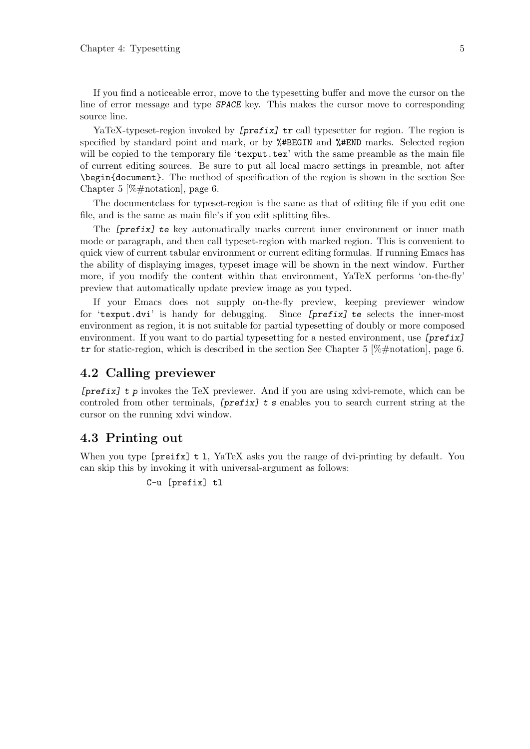If you find a noticeable error, move to the typesetting buffer and move the cursor on the line of error message and type `SPACE` key. This makes the cursor move to corresponding source line.

YaTeX-typeset-region invoked by `[prefix] tr` call typesetter for region. The region is specified by standard point and mark, or by `%#BEGIN` and `%#END` marks. Selected region will be copied to the temporary file '`texput.tex`' with the same preamble as the main file of current editing sources. Be sure to put all local macro settings in preamble, not after `\begin{document}`. The method of specification of the region is shown in the section See Chapter 5 [%#notation], page 6.

The documentclass for typeset-region is the same as that of editing file if you edit one file, and is the same as main file's if you edit splitting files.

The `[prefix] te` key automatically marks current inner environment or inner math mode or paragraph, and then call typeset-region with marked region. This is convenient to quick view of current tabular environment or current editing formulas. If running Emacs has the ability of displaying images, typeset image will be shown in the next window. Further more, if you modify the content within that environment, YaTeX performs 'on-the-fly' preview that automatically update preview image as you typed.

If your Emacs does not supply on-the-fly preview, keeping previewer window for '`texput.dvi`' is handy for debugging. Since `[prefix] te` selects the inner-most environment as region, it is not suitable for partial typesetting of doubly or more composed environment. If you want to do partial typesetting for a nested environment, use `[prefix] tr` for static-region, which is described in the section See Chapter 5 [%#notation], page 6.

## 4.2 Calling previewer

`[prefix] t p` invokes the TeX previewer. And if you are using xdvi-remote, which can be controled from other terminals, `[prefix] t s` enables you to search current string at the cursor on the running xdvi window.

## 4.3 Printing out

When you type `[preifx] t l`, YaTeX asks you the range of dvi-printing by default. You can skip this by invoking it with universal-argument as follows:

```
C-u [prefix] tl
```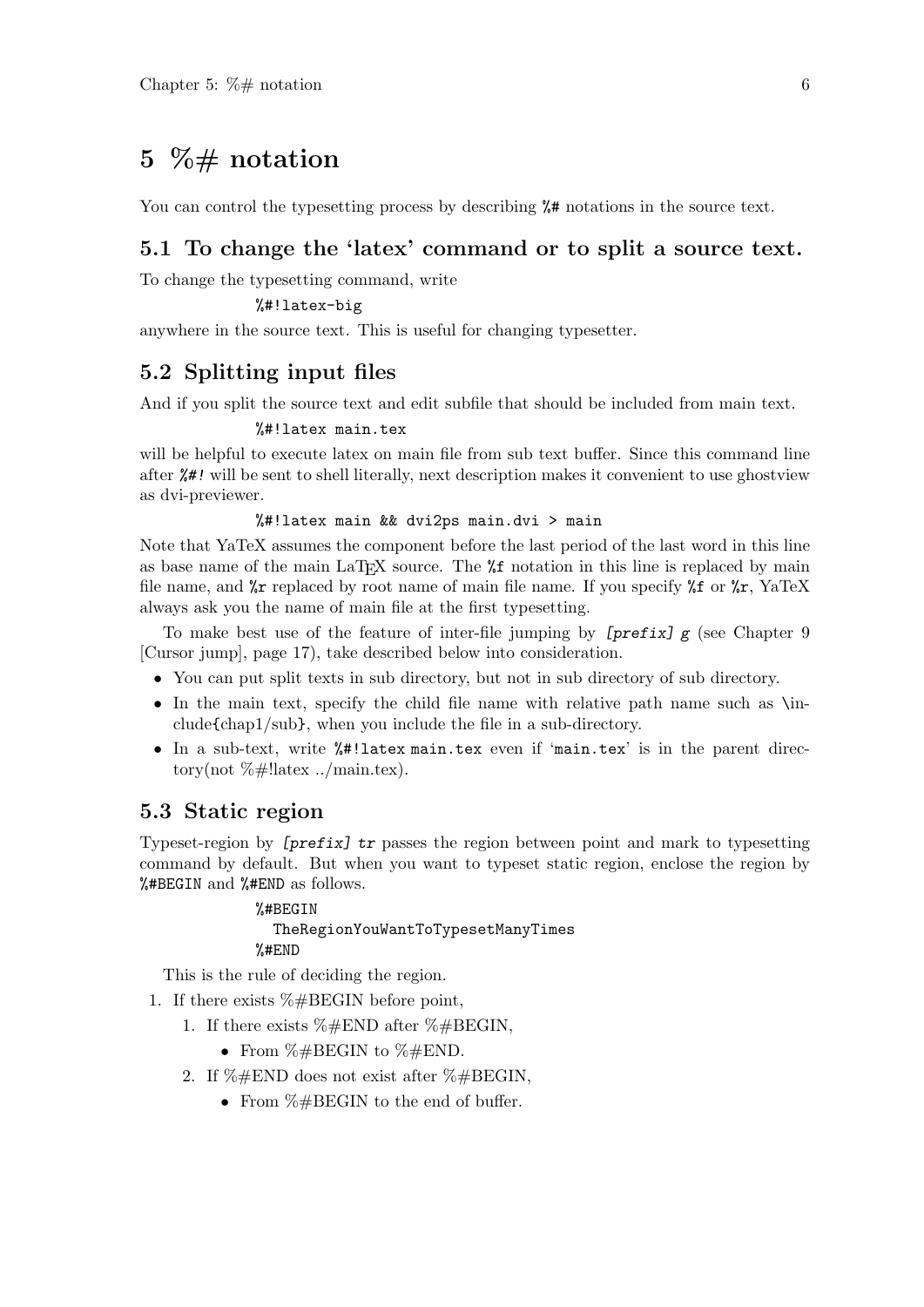# 5 %# notation

You can control the typesetting process by describing `%#` notations in the source text.

## 5.1 To change the 'latex' command or to split a source text.

To change the typesetting command, write

```
%#!latex-big
```

anywhere in the source text. This is useful for changing typesetter.

## 5.2 Splitting input files

And if you split the source text and edit subfile that should be included from main text.

```
%#!latex main.tex
```

will be helpful to execute latex on main file from sub text buffer. Since this command line after *`%#!`* will be sent to shell literally, next description makes it convenient to use ghostview as dvi-previewer.

```
%#!latex main && dvi2ps main.dvi > main
```

Note that YaTeX assumes the component before the last period of the last word in this line as base name of the main LaTeX source. The `%f` notation in this line is replaced by main file name, and `%r` replaced by root name of main file name. If you specify `%f` or `%r`, YaTeX always ask you the name of main file at the first typesetting.

To make best use of the feature of inter-file jumping by *`[prefix] g`* (see Chapter 9 [Cursor jump], page 17), take described below into consideration.

- You can put split texts in sub directory, but not in sub directory of sub directory.
- In the main text, specify the child file name with relative path name such as \include{chap1/sub}, when you include the file in a sub-directory.
- In a sub-text, write `%#!latex main.tex` even if '`main.tex`' is in the parent directory(not %#!latex ../main.tex).

## 5.3 Static region

Typeset-region by *`[prefix] tr`* passes the region between point and mark to typesetting command by default. But when you want to typeset static region, enclose the region by `%#BEGIN` and `%#END` as follows.

```
%#BEGIN
  TheRegionYouWantToTypesetManyTimes
%#END
```

This is the rule of deciding the region.

1. If there exists %#BEGIN before point,
   1. If there exists %#END after %#BEGIN,
      - From %#BEGIN to %#END.
   2. If %#END does not exist after %#BEGIN,
      - From %#BEGIN to the end of buffer.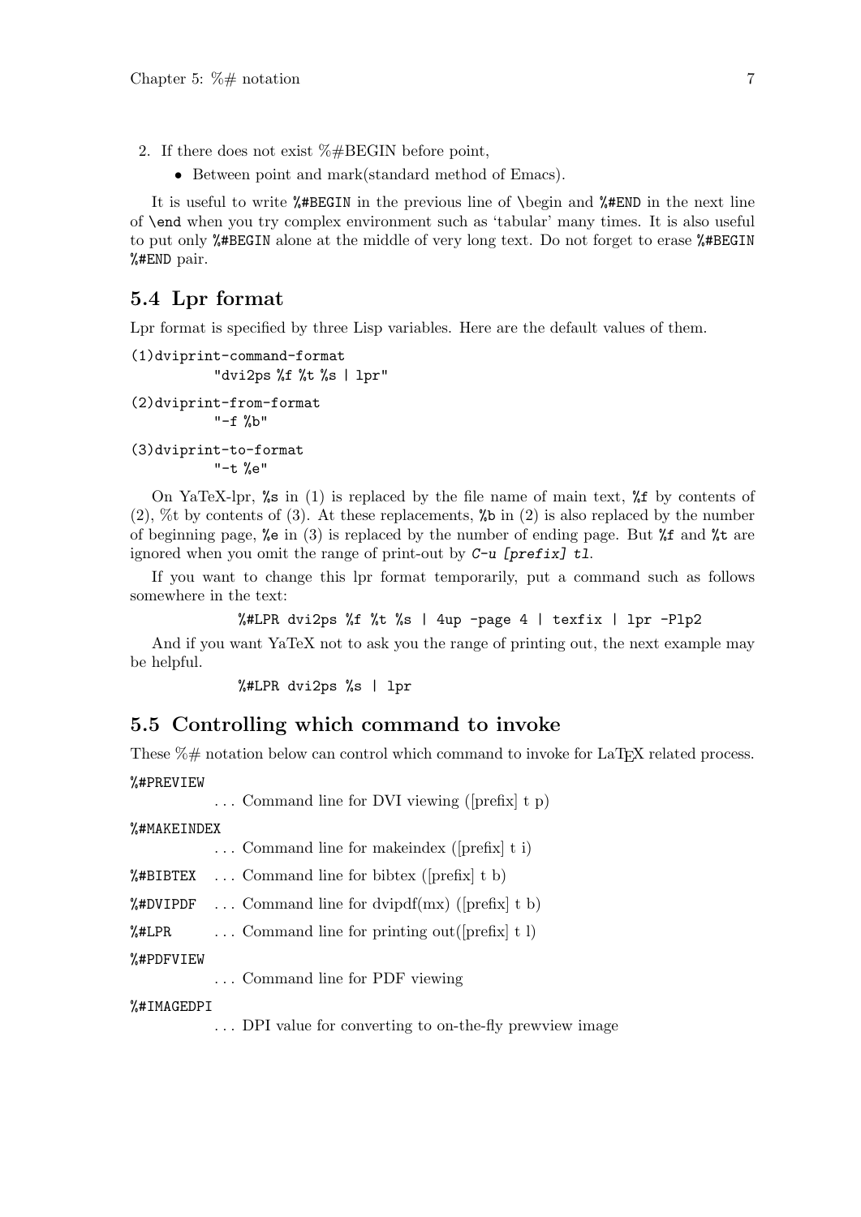2. If there does not exist %#BEGIN before point,
    - Between point and mark(standard method of Emacs).

It is useful to write `%#BEGIN` in the previous line of `\begin` and `%#END` in the next line of `\end` when you try complex environment such as 'tabular' many times. It is also useful to put only `%#BEGIN` alone at the middle of very long text. Do not forget to erase `%#BEGIN` `%#END` pair.

## 5.4 Lpr format

Lpr format is specified by three Lisp variables. Here are the default values of them.

```
(1)dviprint-command-format
          "dvi2ps %f %t %s | lpr"
(2)dviprint-from-format
          "-f %b"
(3)dviprint-to-format
          "-t %e"
```

On YaTeX-lpr, `%s` in (1) is replaced by the file name of main text, `%f` by contents of (2), %t by contents of (3). At these replacements, `%b` in (2) is also replaced by the number of beginning page, `%e` in (3) is replaced by the number of ending page. But `%f` and `%t` are ignored when you omit the range of print-out by *`C-u [prefix] tl`*.

If you want to change this lpr format temporarily, put a command such as follows somewhere in the text:

```
%#LPR dvi2ps %f %t %s | 4up -page 4 | texfix | lpr -Plp2
```

And if you want YaTeX not to ask you the range of printing out, the next example may be helpful.

```
%#LPR dvi2ps %s | lpr
```

## 5.5 Controlling which command to invoke

These %# notation below can control which command to invoke for LaTeX related process.

`%#PREVIEW`
: ... Command line for DVI viewing ([prefix] t p)

`%#MAKEINDEX`
: ... Command line for makeindex ([prefix] t i)

`%#BIBTEX`
: ... Command line for bibtex ([prefix] t b)

`%#DVIPDF`
: ... Command line for dvipdf(mx) ([prefix] t b)

`%#LPR`
: ... Command line for printing out([prefix] t l)

`%#PDFVIEW`
: ... Command line for PDF viewing

`%#IMAGEDPI`
: ... DPI value for converting to on-the-fly prewview image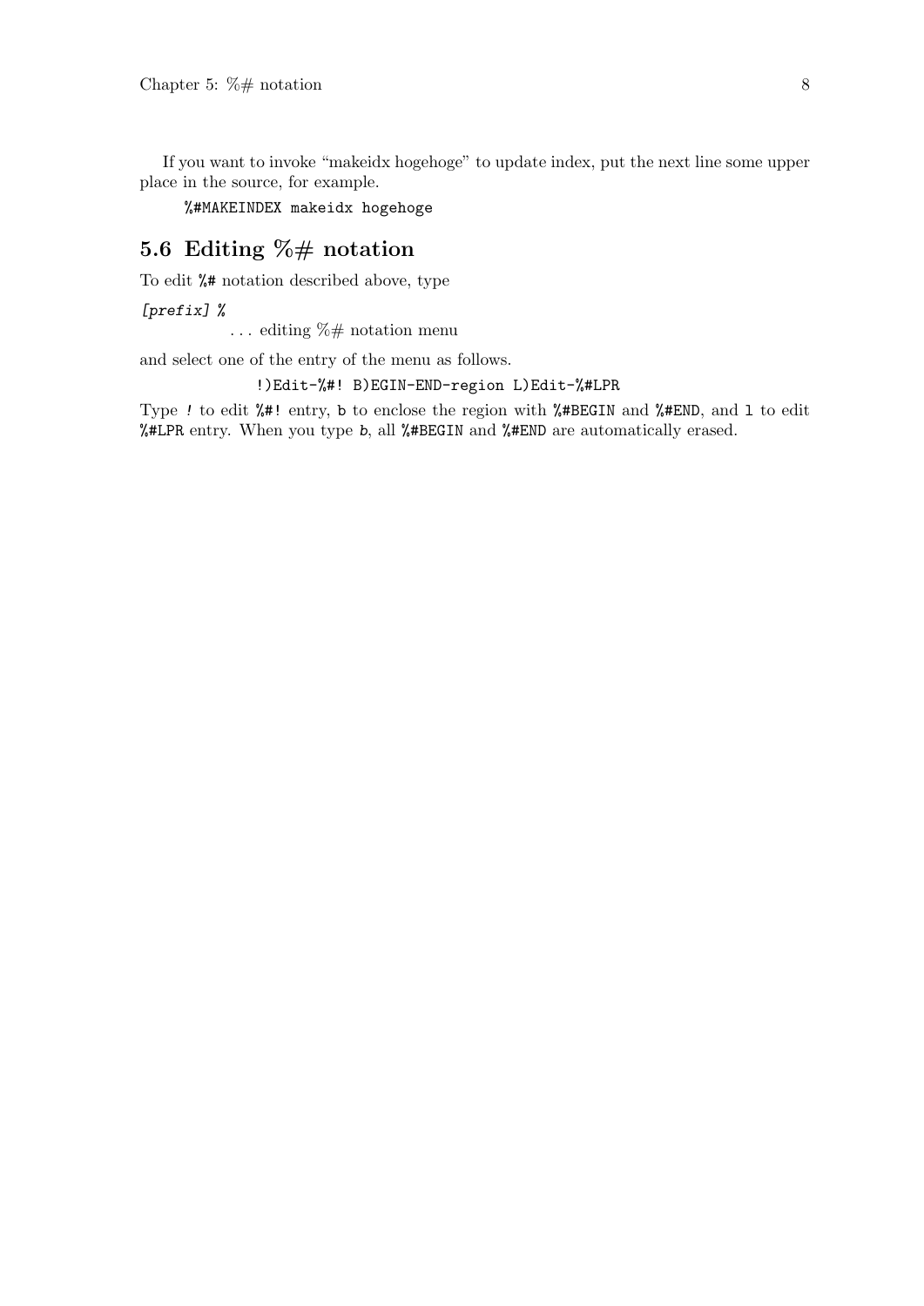If you want to invoke "makeidx hogehoge" to update index, put the next line some upper place in the source, for example.

```
%#MAKEINDEX makeidx hogehoge
```

## 5.6 Editing %# notation

To edit `%#` notation described above, type

*[prefix] %*
: ... editing %# notation menu

and select one of the entry of the menu as follows.

```
!)Edit-%#! B)EGIN-END-region L)Edit-%#LPR
```

Type *!* to edit `%#!` entry, `b` to enclose the region with `%#BEGIN` and `%#END`, and `l` to edit `%#LPR` entry. When you type *b*, all `%#BEGIN` and `%#END` are automatically erased.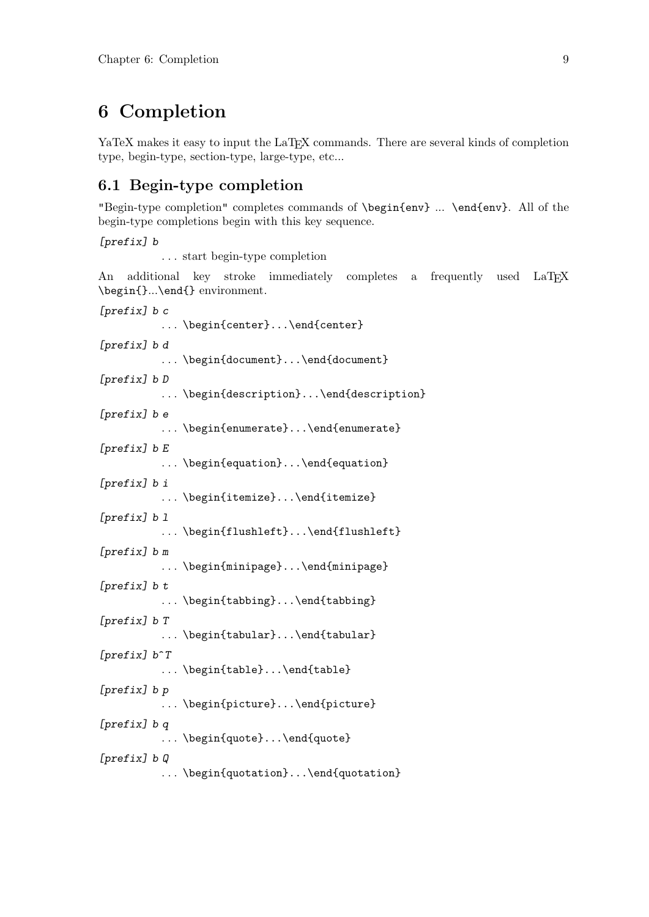# 6 Completion

YaTeX makes it easy to input the LaTeX commands. There are several kinds of completion type, begin-type, section-type, large-type, etc...

## 6.1 Begin-type completion

"Begin-type completion" completes commands of `\begin{env}` ... `\end{env}`. All of the begin-type completions begin with this key sequence.

*[prefix] b*
: ... start begin-type completion

An additional key stroke immediately completes a frequently used LaTeX `\begin{}...\end{}` environment.

*[prefix] b c*
: ... `\begin{center}...\end{center}`

*[prefix] b d*
: ... `\begin{document}...\end{document}`

*[prefix] b D*
: ... `\begin{description}...\end{description}`

*[prefix] b e*
: ... `\begin{enumerate}...\end{enumerate}`

*[prefix] b E*
: ... `\begin{equation}...\end{equation}`

*[prefix] b i*
: ... `\begin{itemize}...\end{itemize}`

*[prefix] b l*
: ... `\begin{flushleft}...\end{flushleft}`

*[prefix] b m*
: ... `\begin{minipage}...\end{minipage}`

*[prefix] b t*
: ... `\begin{tabbing}...\end{tabbing}`

*[prefix] b T*
: ... `\begin{tabular}...\end{tabular}`

*[prefix] b^T*
: ... `\begin{table}...\end{table}`

*[prefix] b p*
: ... `\begin{picture}...\end{picture}`

*[prefix] b q*
: ... `\begin{quote}...\end{quote}`

*[prefix] b Q*
: ... `\begin{quotation}...\end{quotation}`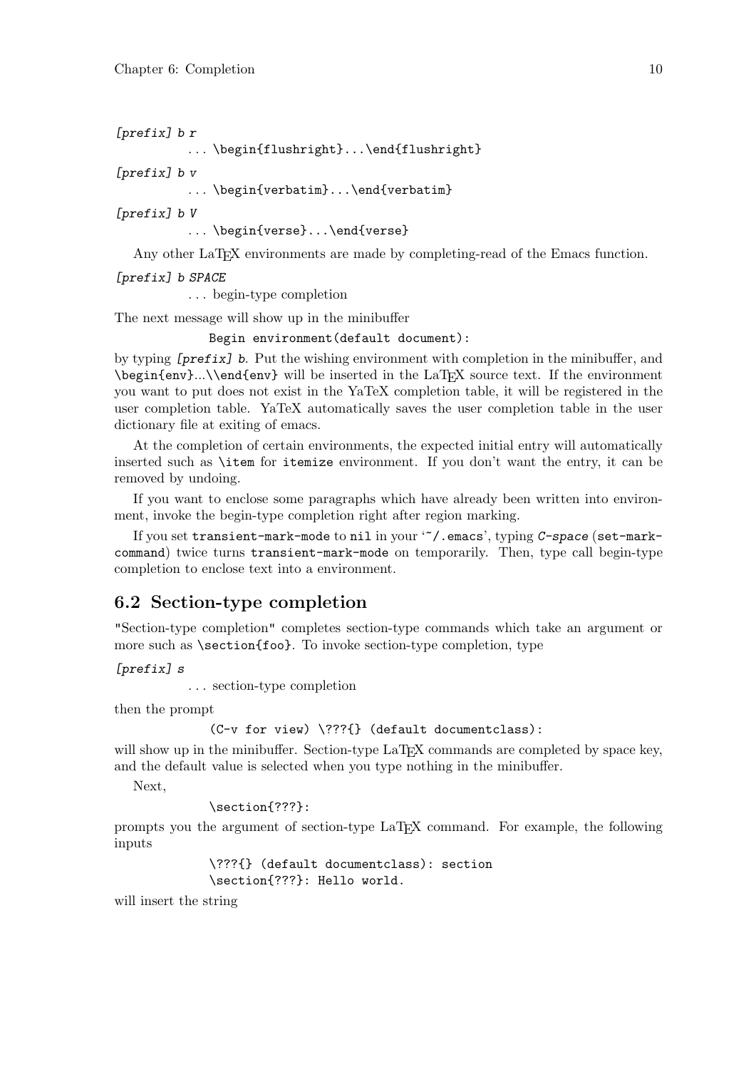*[prefix] b r*
: ... `\begin{flushright}...\end{flushright}`

*[prefix] b v*
: ... `\begin{verbatim}...\end{verbatim}`

*[prefix] b V*
: ... `\begin{verse}...\end{verse}`

Any other LaTeX environments are made by completing-read of the Emacs function.

*[prefix] b SPACE*
: ... begin-type completion

The next message will show up in the minibuffer

```
Begin environment(default document):
```

by typing *[prefix] b*. Put the wishing environment with completion in the minibuffer, and `\begin{env}`...`\\end{env}` will be inserted in the LaTeX source text. If the environment you want to put does not exist in the YaTeX completion table, it will be registered in the user completion table. YaTeX automatically saves the user completion table in the user dictionary file at exiting of emacs.

At the completion of certain environments, the expected initial entry will automatically inserted such as `\item` for `itemize` environment. If you don't want the entry, it can be removed by undoing.

If you want to enclose some paragraphs which have already been written into environment, invoke the begin-type completion right after region marking.

If you set `transient-mark-mode` to `nil` in your '`~/.emacs`', typing *C-space* (`set-mark-command`) twice turns `transient-mark-mode` on temporarily. Then, type call begin-type completion to enclose text into a environment.

## 6.2 Section-type completion

"Section-type completion" completes section-type commands which take an argument or more such as `\section{foo}`. To invoke section-type completion, type

*[prefix] s*
: ... section-type completion

then the prompt

```
(C-v for view) \???{} (default documentclass):
```

will show up in the minibuffer. Section-type LaTeX commands are completed by space key, and the default value is selected when you type nothing in the minibuffer.

Next,

```
\section{???}:
```

prompts you the argument of section-type LaTeX command. For example, the following inputs

```
\???{} (default documentclass): section
\section{???}: Hello world.
```

will insert the string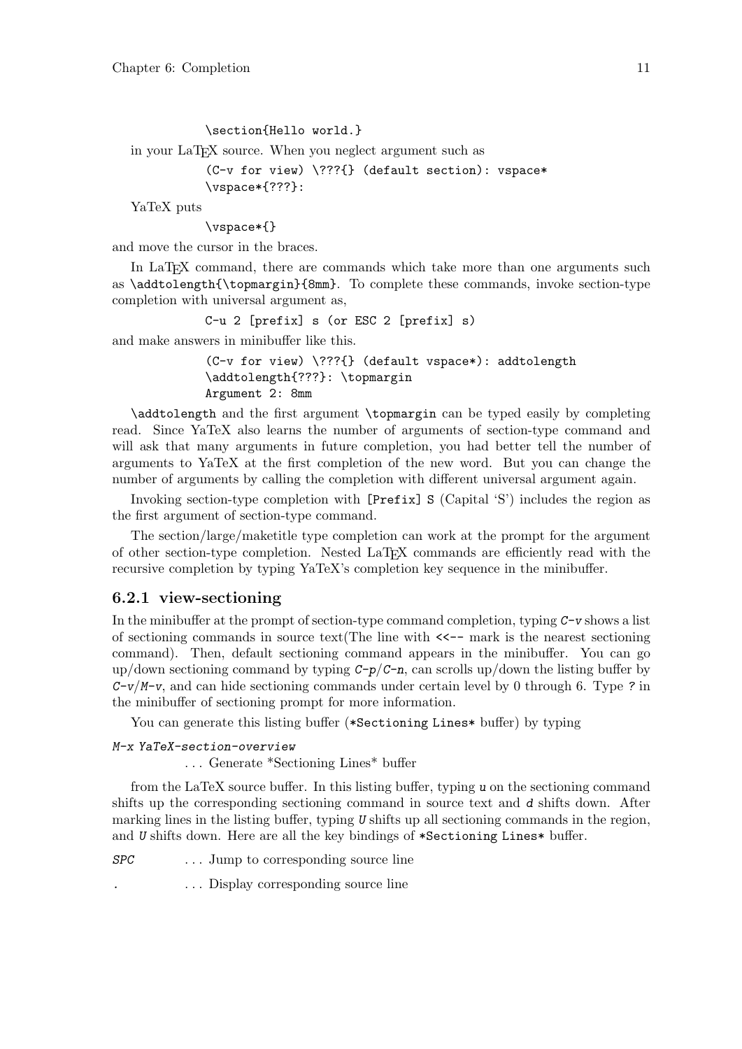```
\section{Hello world.}
```

in your LaTeX source. When you neglect argument such as

```
(C-v for view) \???{} (default section): vspace*
\vspace*{???}:
```

YaTeX puts

```
\vspace*{}
```

and move the cursor in the braces.

In LaTeX command, there are commands which take more than one arguments such as `\addtolength{\topmargin}{8mm}`. To complete these commands, invoke section-type completion with universal argument as,

```
C-u 2 [prefix] s (or ESC 2 [prefix] s)
```

and make answers in minibuffer like this.

```
(C-v for view) \???{} (default vspace*): addtolength
\addtolength{???}: \topmargin
Argument 2: 8mm
```

`\addtolength` and the first argument `\topmargin` can be typed easily by completing read. Since YaTeX also learns the number of arguments of section-type command and will ask that many arguments in future completion, you had better tell the number of arguments to YaTeX at the first completion of the new word. But you can change the number of arguments by calling the completion with different universal argument again.

Invoking section-type completion with `[Prefix] S` (Capital 'S') includes the region as the first argument of section-type command.

The section/large/maketitle type completion can work at the prompt for the argument of other section-type completion. Nested LaTeX commands are efficiently read with the recursive completion by typing YaTeX's completion key sequence in the minibuffer.

### 6.2.1 view-sectioning

In the minibuffer at the prompt of section-type command completion, typing *C-v* shows a list of sectioning commands in source text(The line with `<<--` mark is the nearest sectioning command). Then, default sectioning command appears in the minibuffer. You can go up/down sectioning command by typing *C-p*/*C-n*, can scrolls up/down the listing buffer by *C-v*/*M-v*, and can hide sectioning commands under certain level by 0 through 6. Type *?* in the minibuffer of sectioning prompt for more information.

You can generate this listing buffer (`*Sectioning Lines*` buffer) by typing

*M-x YaTeX-section-overview*

: ... Generate *Sectioning Lines* buffer

from the LaTeX source buffer. In this listing buffer, typing *u* on the sectioning command shifts up the corresponding sectioning command in source text and *d* shifts down. After marking lines in the listing buffer, typing *U* shifts up all sectioning commands in the region, and *U* shifts down. Here are all the key bindings of `*Sectioning Lines*` buffer.

*SPC* ... Jump to corresponding source line

*.* ... Display corresponding source line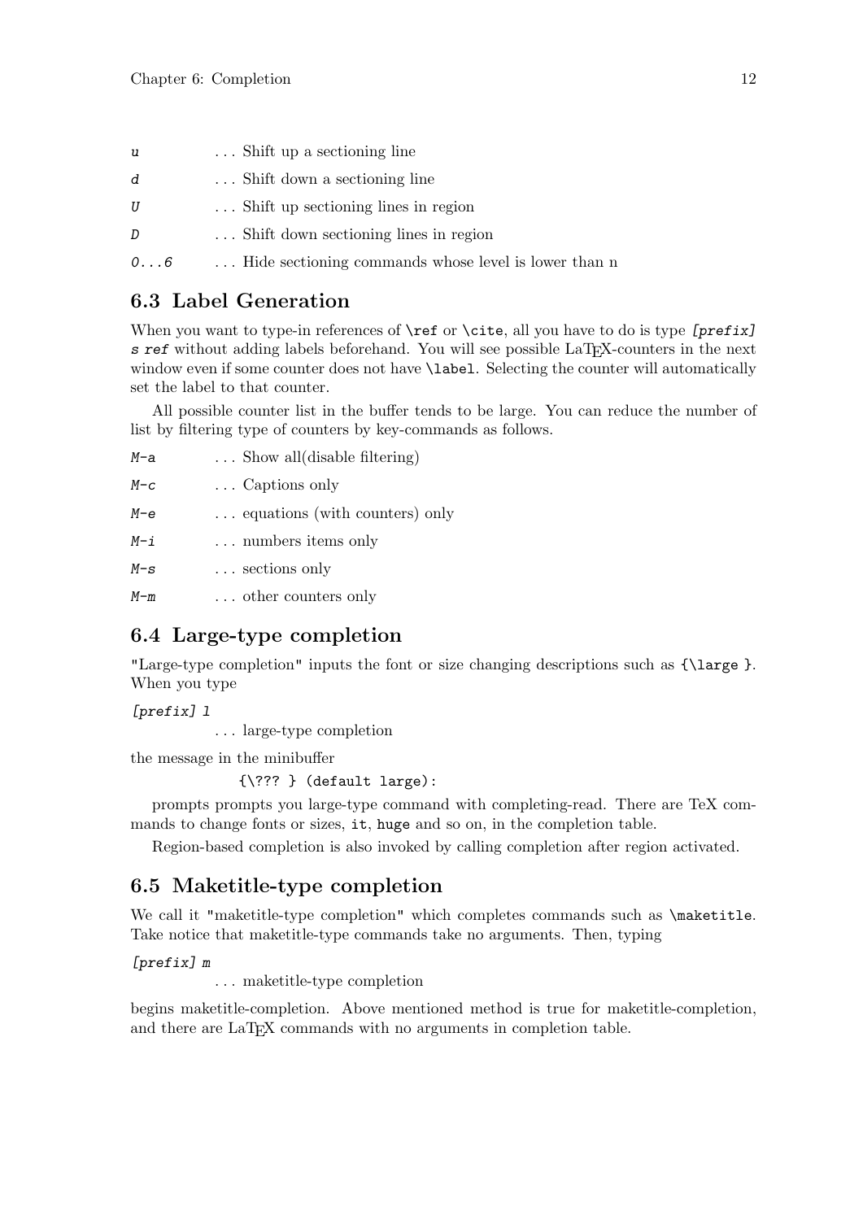*u* ... Shift up a sectioning line

*d* ... Shift down a sectioning line

*U* ... Shift up sectioning lines in region

*D* ... Shift down sectioning lines in region

*0...6* ... Hide sectioning commands whose level is lower than n

## 6.3 Label Generation

When you want to type-in references of `\ref` or `\cite`, all you have to do is type *[prefix] s ref* without adding labels beforehand. You will see possible LaTeX-counters in the next window even if some counter does not have `\label`. Selecting the counter will automatically set the label to that counter.

All possible counter list in the buffer tends to be large. You can reduce the number of list by filtering type of counters by key-commands as follows.

*M-a* ... Show all(disable filtering)

*M-c* ... Captions only

*M-e* ... equations (with counters) only

*M-i* ... numbers items only

*M-s* ... sections only

*M-m* ... other counters only

## 6.4 Large-type completion

"Large-type completion" inputs the font or size changing descriptions such as `{\large }`. When you type

*[prefix] l*
  ... large-type completion

the message in the minibuffer

```
{\??? } (default large):
```

prompts prompts you large-type command with completing-read. There are TeX commands to change fonts or sizes, `it`, `huge` and so on, in the completion table.

Region-based completion is also invoked by calling completion after region activated.

## 6.5 Maketitle-type completion

We call it "maketitle-type completion" which completes commands such as `\maketitle`. Take notice that maketitle-type commands take no arguments. Then, typing

*[prefix] m*
  ... maketitle-type completion

begins maketitle-completion. Above mentioned method is true for maketitle-completion, and there are LaTeX commands with no arguments in completion table.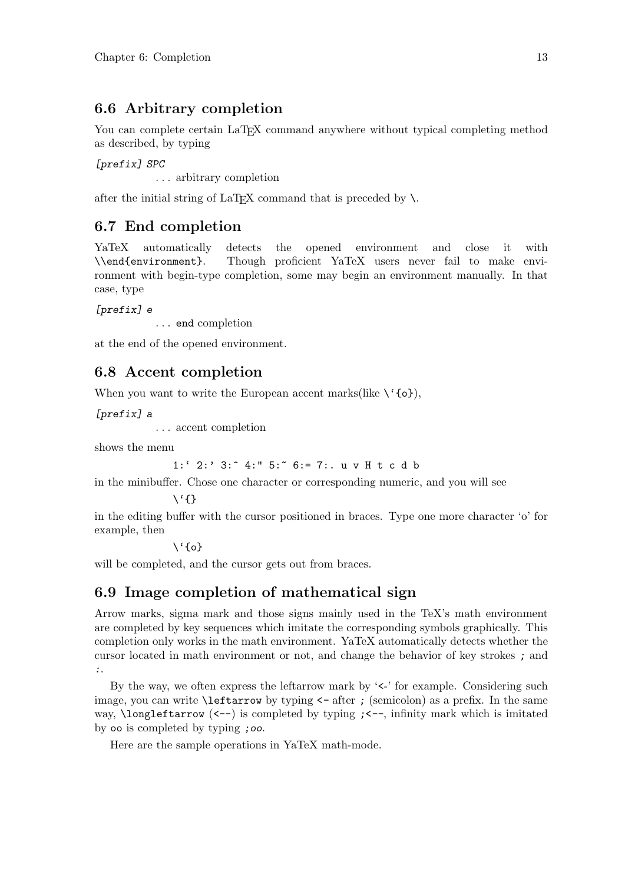## 6.6 Arbitrary completion

You can complete certain LaTeX command anywhere without typical completing method as described, by typing

*[prefix] SPC*

... arbitrary completion

after the initial string of LaTeX command that is preceded by `\`.

## 6.7 End completion

YaTeX automatically detects the opened environment and close it with `\\end{environment}`. Though proficient YaTeX users never fail to make environment with begin-type completion, some may begin an environment manually. In that case, type

*[prefix] e*

... `end` completion

at the end of the opened environment.

## 6.8 Accent completion

When you want to write the European accent marks(like `\`{o}`),

*[prefix]* `a`

... accent completion

shows the menu

```
1:` 2:' 3:^ 4:" 5:~ 6:= 7:. u v H t c d b
```

in the minibuffer. Chose one character or corresponding numeric, and you will see

```
\`{}
```

in the editing buffer with the cursor positioned in braces. Type one more character 'o' for example, then

```
\`{o}
```

will be completed, and the cursor gets out from braces.

## 6.9 Image completion of mathematical sign

Arrow marks, sigma mark and those signs mainly used in the TeX's math environment are completed by key sequences which imitate the corresponding symbols graphically. This completion only works in the math environment. YaTeX automatically detects whether the cursor located in math environment or not, and change the behavior of key strokes `;` and `:`.

By the way, we often express the leftarrow mark by '`<-`' for example. Considering such image, you can write `\leftarrow` by typing `<-` after `;` (semicolon) as a prefix. In the same way, `\longleftarrow` (`<--`) is completed by typing `;<--`, infinity mark which is imitated by `oo` is completed by typing `;oo`.

Here are the sample operations in YaTeX math-mode.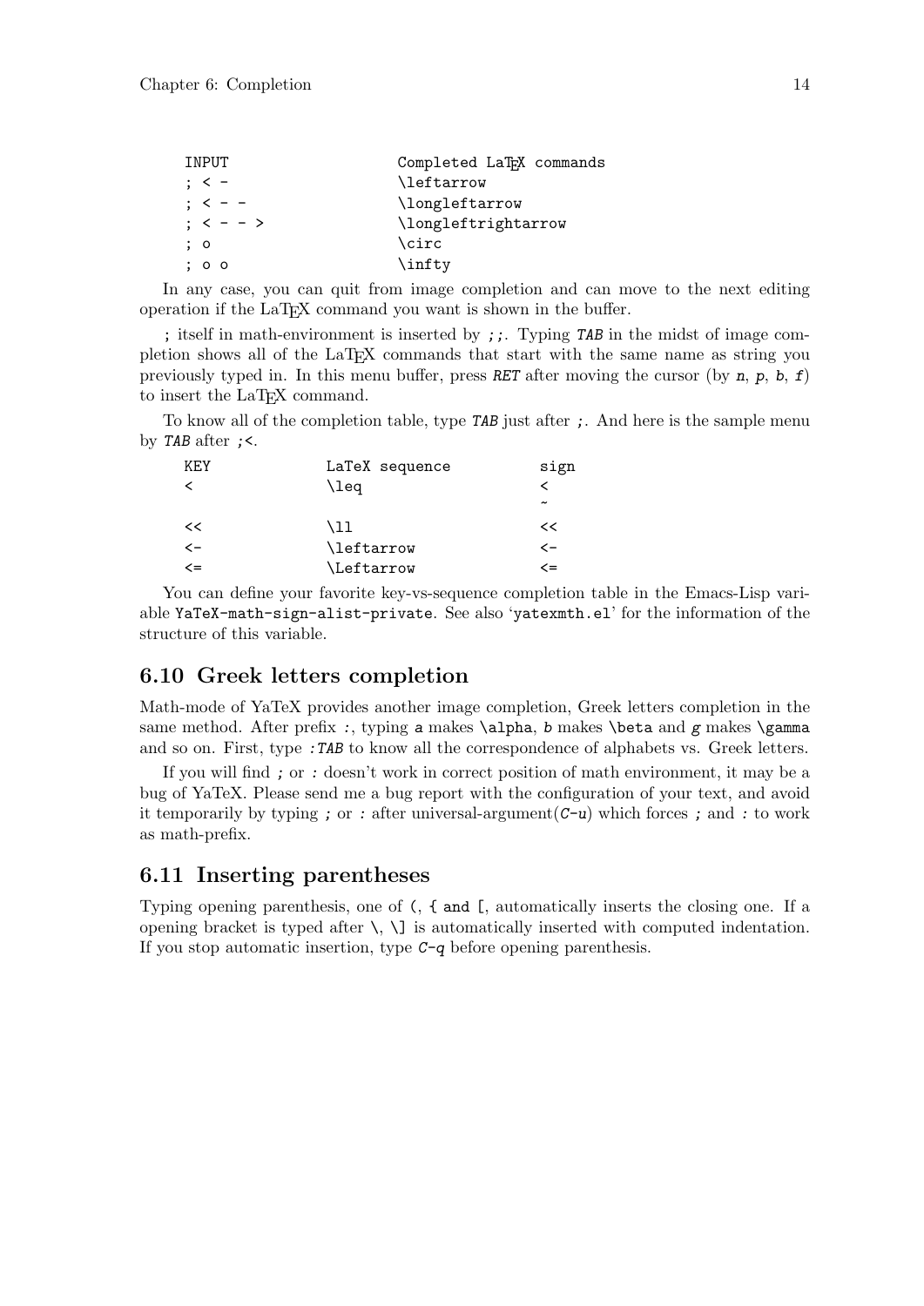```
INPUT                    Completed LaTeX commands
; < -                    \leftarrow
; < - -                  \longleftarrow
; < - - >                \longleftrightarrow
; o                      \circ
; o o                    \infty
```

In any case, you can quit from image completion and can move to the next editing operation if the LaTeX command you want is shown in the buffer.

`;` itself in math-environment is inserted by `;;`. Typing *TAB* in the midst of image completion shows all of the LaTeX commands that start with the same name as string you previously typed in. In this menu buffer, press *RET* after moving the cursor (by *n*, *p*, *b*, *f*) to insert the LaTeX command.

To know all of the completion table, type *TAB* just after `;`. And here is the sample menu by *TAB* after `;<`.

```
KEY            LaTeX sequence          sign
<              \leq                    <
                                       ~
<<             \ll                     <<
<-             \leftarrow              <-
<=             \Leftarrow              <=
```

You can define your favorite key-vs-sequence completion table in the Emacs-Lisp variable `YaTeX-math-sign-alist-private`. See also '`yatexmth.el`' for the information of the structure of this variable.

## 6.10 Greek letters completion

Math-mode of YaTeX provides another image completion, Greek letters completion in the same method. After prefix `:`, typing `a` makes `\alpha`, *b* makes `\beta` and *g* makes `\gamma` and so on. First, type `:`*TAB* to know all the correspondence of alphabets vs. Greek letters.

If you will find `;` or `:` doesn't work in correct position of math environment, it may be a bug of YaTeX. Please send me a bug report with the configuration of your text, and avoid it temporarily by typing `;` or `:` after universal-argument(*C-u*) which forces `;` and `:` to work as math-prefix.

## 6.11 Inserting parentheses

Typing opening parenthesis, one of `(`, `{` and `[`, automatically inserts the closing one. If a opening bracket is typed after `\`, `\]` is automatically inserted with computed indentation. If you stop automatic insertion, type *C-q* before opening parenthesis.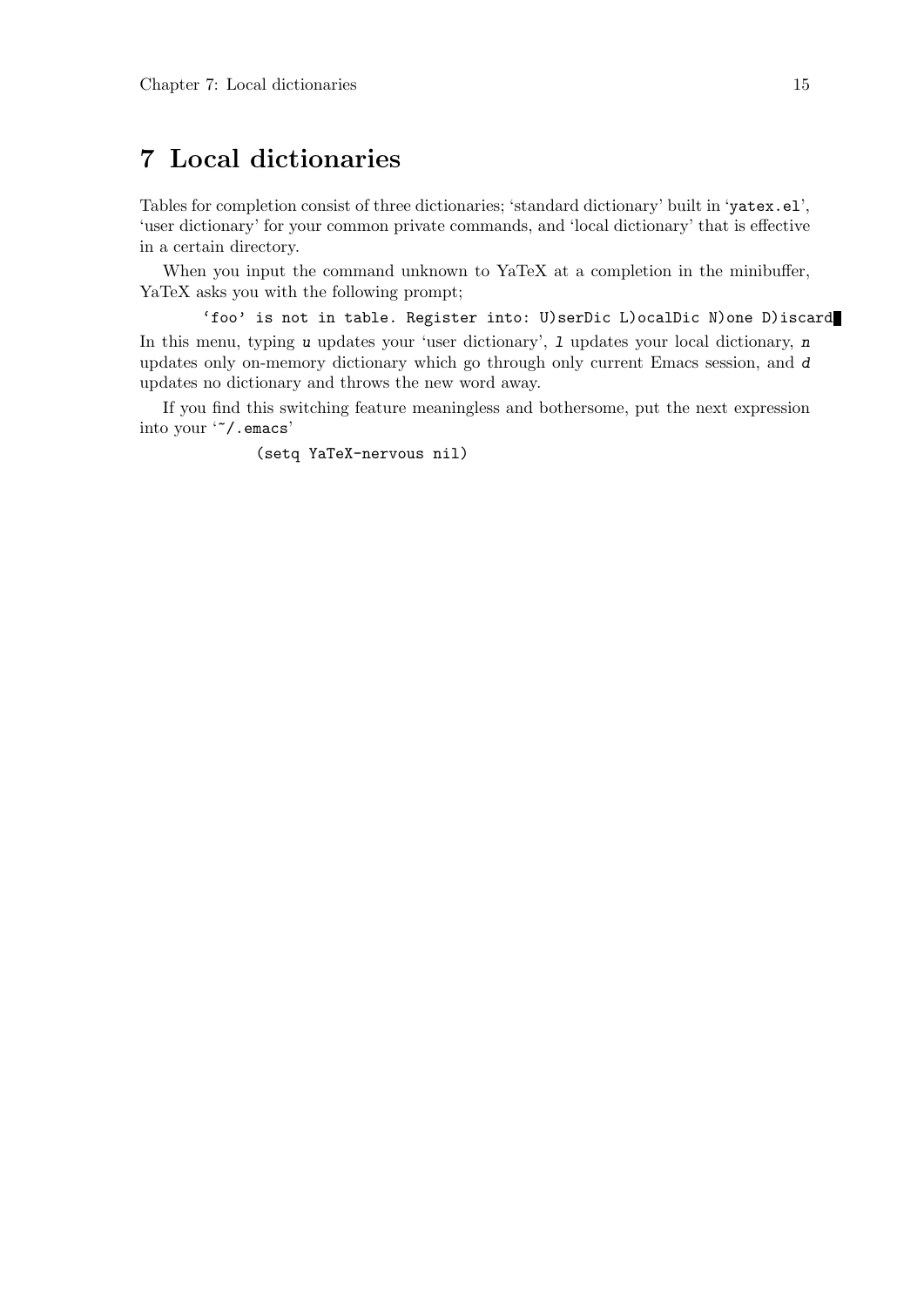# 7 Local dictionaries

Tables for completion consist of three dictionaries; 'standard dictionary' built in 'yatex.el', 'user dictionary' for your common private commands, and 'local dictionary' that is effective in a certain directory.

When you input the command unknown to YaTeX at a completion in the minibuffer, YaTeX asks you with the following prompt;

```
'foo' is not in table. Register into: U)serDic L)ocalDic N)one D)iscard
```

In this menu, typing *u* updates your 'user dictionary', *l* updates your local dictionary, *n* updates only on-memory dictionary which go through only current Emacs session, and *d* updates no dictionary and throws the new word away.

If you find this switching feature meaningless and bothersome, put the next expression into your '~/.emacs'

```
(setq YaTeX-nervous nil)
```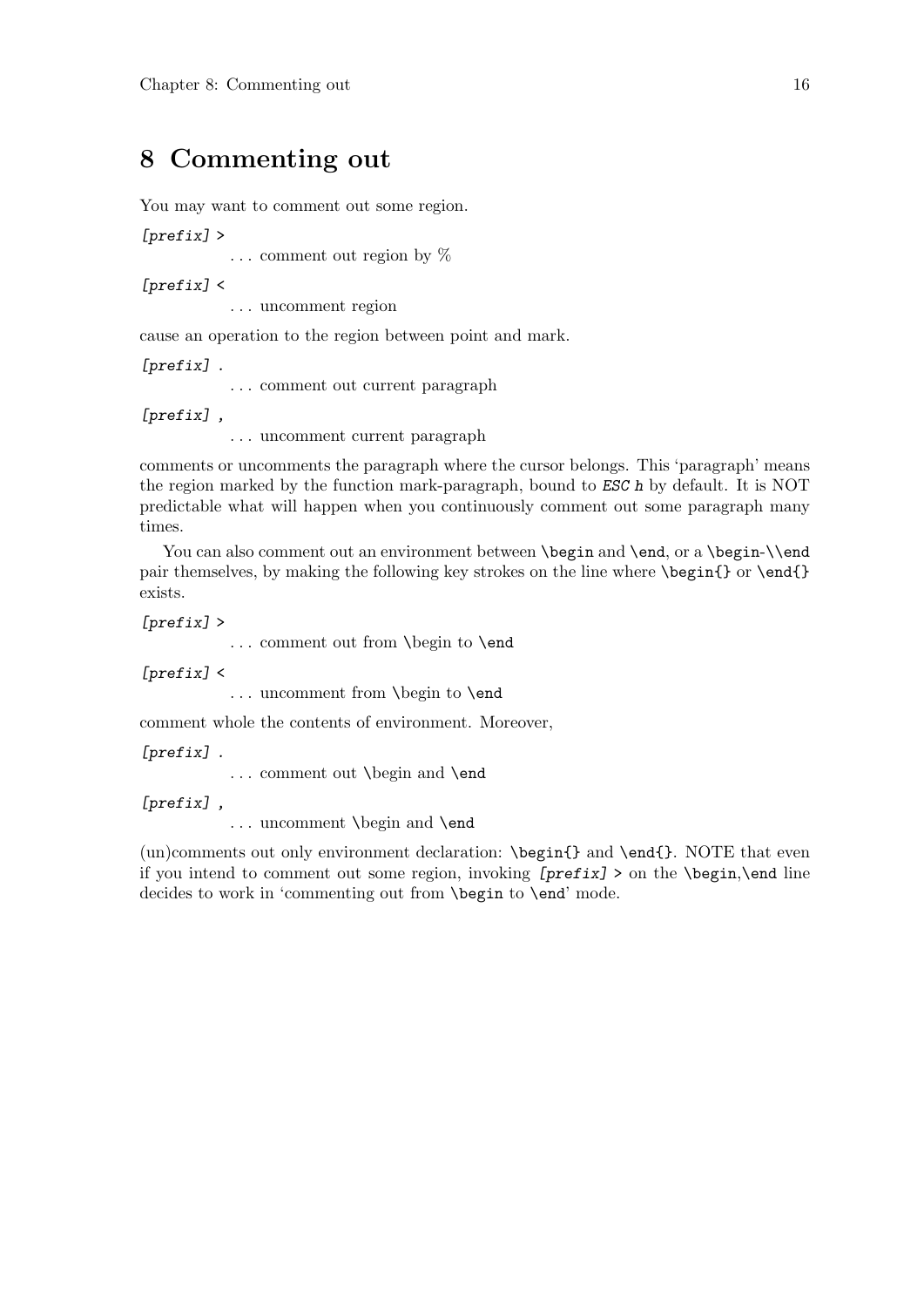# 8 Commenting out

You may want to comment out some region.

`[prefix] >`
: ... comment out region by %

`[prefix] <`
: ... uncomment region

cause an operation to the region between point and mark.

`[prefix] .`
: ... comment out current paragraph

`[prefix] ,`
: ... uncomment current paragraph

comments or uncomments the paragraph where the cursor belongs. This 'paragraph' means the region marked by the function mark-paragraph, bound to *ESC h* by default. It is NOT predictable what will happen when you continuously comment out some paragraph many times.

You can also comment out an environment between `\begin` and `\end`, or a `\begin`-`\\end` pair themselves, by making the following key strokes on the line where `\begin{}` or `\end{}` exists.

`[prefix] >`
: ... comment out from \begin to `\end`

`[prefix] <`
: ... uncomment from \begin to `\end`

comment whole the contents of environment. Moreover,

`[prefix] .`
: ... comment out \begin and `\end`

`[prefix] ,`
: ... uncomment \begin and `\end`

(un)comments out only environment declaration: `\begin{}` and `\end{}`. NOTE that even if you intend to comment out some region, invoking `[prefix] >` on the `\begin`,`\end` line decides to work in 'commenting out from `\begin` to `\end`' mode.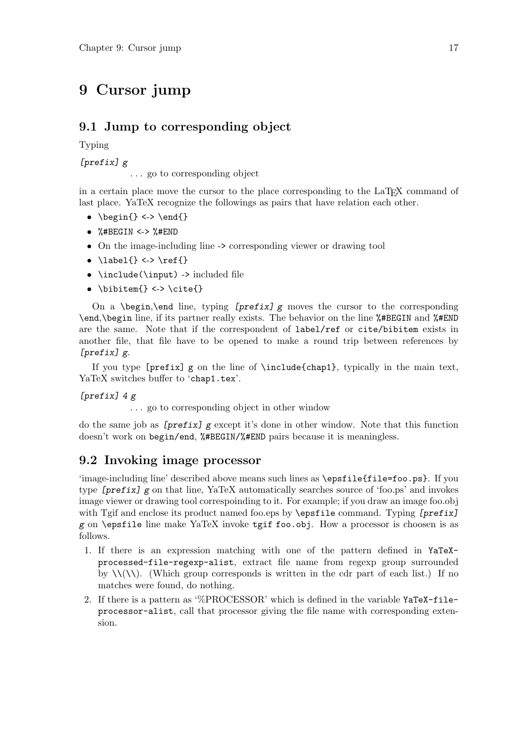# 9 Cursor jump

## 9.1 Jump to corresponding object

Typing

*[prefix] g*
: . . . go to corresponding object

in a certain place move the cursor to the place corresponding to the LaTEX command of last place. YaTeX recognize the followings as pairs that have relation each other.

- `\begin{} <-> \end{}`
- `%#BEGIN <-> %#END`
- On the image-including line `->` corresponding viewer or drawing tool
- `\label{} <-> \ref{}`
- `\include(\input) ->` included file
- `\bibitem{} <-> \cite{}`

On a `\begin`,`\end` line, typing *[prefix] g* moves the cursor to the corresponding `\end`,`\begin` line, if its partner really exists. The behavior on the line `%#BEGIN` and `%#END` are the same. Note that if the correspondent of `label/ref` or `cite/bibitem` exists in another file, that file have to be opened to make a round trip between references by *[prefix] g*.

If you type `[prefix] g` on the line of `\include{chap1}`, typically in the main text, YaTeX switches buffer to '`chap1.tex`'.

*[prefix] 4 g*
: . . . go to corresponding object in other window

do the same job as *[prefix] g* except it's done in other window. Note that this function doesn't work on `begin/end`, `%#BEGIN/%#END` pairs because it is meaningless.

## 9.2 Invoking image processor

'image-including line' described above means such lines as `\epsfile{file=foo.ps}`. If you type *[prefix] g* on that line, YaTeX automatically searches source of 'foo.ps' and invokes image viewer or drawing tool correspoinding to it. For example; if you draw an image foo.obj with Tgif and enclose its product named foo.eps by `\epsfile` command. Typing *[prefix] g* on `\epsfile` line make YaTeX invoke `tgif foo.obj`. How a processor is choosen is as follows.

1. If there is an expression matching with one of the pattern defined in `YaTeX-processed-file-regexp-alist`, extract file name from regexp group surrounded by `\\(\\)`. (Which group corresponds is written in the cdr part of each list.) If no matches were found, do nothing.
2. If there is a pattern as '%PROCESSOR' which is defined in the variable `YaTeX-file-processor-alist`, call that processor giving the file name with corresponding extension.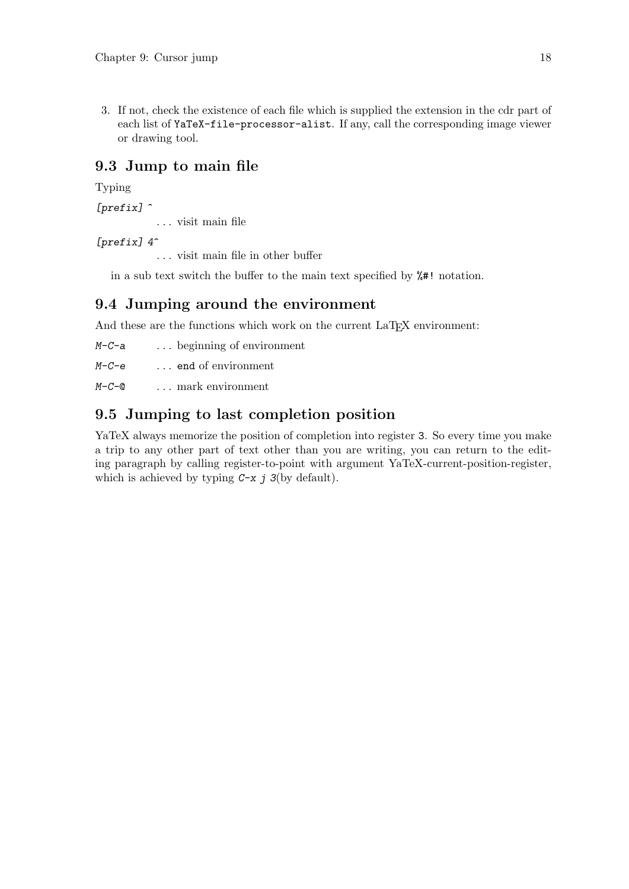3. If not, check the existence of each file which is supplied the extension in the cdr part of each list of `YaTeX-file-processor-alist`. If any, call the corresponding image viewer or drawing tool.

## 9.3 Jump to main file

Typing

*[prefix] ^*
: ... visit main file

*[prefix] 4^*
: ... visit main file in other buffer

in a sub text switch the buffer to the main text specified by `%#!` notation.

## 9.4 Jumping around the environment

And these are the functions which work on the current LaTeX environment:

*M-C-a* ... beginning of environment

*M-C-e* ... `end` of environment

*M-C-@* ... mark environment

## 9.5 Jumping to last completion position

YaTeX always memorize the position of completion into register `3`. So every time you make a trip to any other part of text other than you are writing, you can return to the editing paragraph by calling register-to-point with argument YaTeX-current-position-register, which is achieved by typing *C-x j 3*(by default).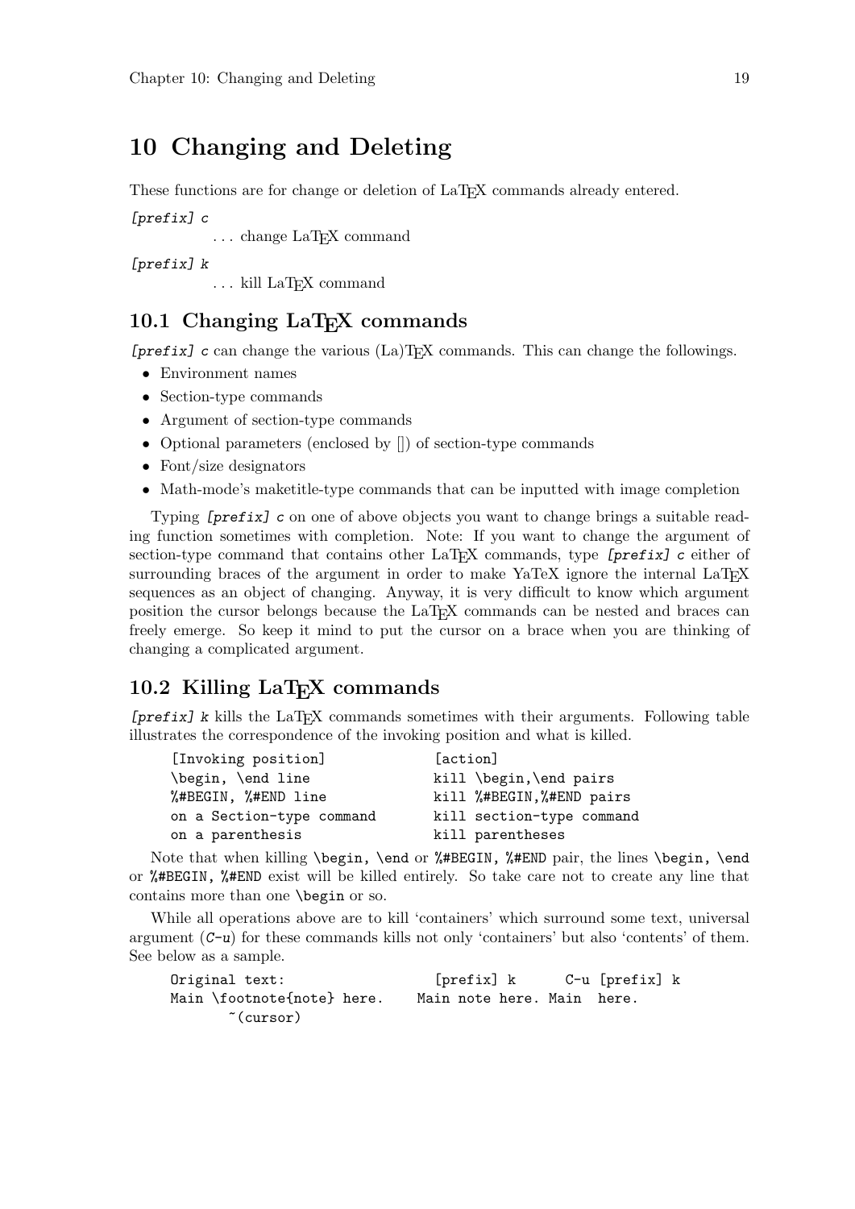# 10 Changing and Deleting

These functions are for change or deletion of LaTeX commands already entered.

*[prefix] c*

. . . change LaTeX command

*[prefix] k*

. . . kill LaTeX command

## 10.1 Changing LaTeX commands

*[prefix] c* can change the various (La)TeX commands. This can change the followings.

- Environment names
- Section-type commands
- Argument of section-type commands
- Optional parameters (enclosed by []) of section-type commands
- Font/size designators
- Math-mode's maketitle-type commands that can be inputted with image completion

Typing *[prefix] c* on one of above objects you want to change brings a suitable reading function sometimes with completion. Note: If you want to change the argument of section-type command that contains other LaTeX commands, type *[prefix] c* either of surrounding braces of the argument in order to make YaTeX ignore the internal LaTeX sequences as an object of changing. Anyway, it is very difficult to know which argument position the cursor belongs because the LaTeX commands can be nested and braces can freely emerge. So keep it mind to put the cursor on a brace when you are thinking of changing a complicated argument.

## 10.2 Killing LaTeX commands

*[prefix] k* kills the LaTeX commands sometimes with their arguments. Following table illustrates the correspondence of the invoking position and what is killed.

```
[Invoking position]          [action]
\begin, \end line            kill \begin,\end pairs
%#BEGIN, %#END line          kill %#BEGIN,%#END pairs
on a Section-type command    kill section-type command
on a parenthesis             kill parentheses
```

Note that when killing `\begin, \end` or `%#BEGIN, %#END` pair, the lines `\begin, \end` or `%#BEGIN, %#END` exist will be killed entirely. So take care not to create any line that contains more than one `\begin` or so.

While all operations above are to kill 'containers' which surround some text, universal argument (*C-u*) for these commands kills not only 'containers' but also 'contents' of them. See below as a sample.

```
Original text:               [prefix] k      C-u [prefix] k
Main \footnote{note} here.   Main note here. Main  here.
       ~(cursor)
```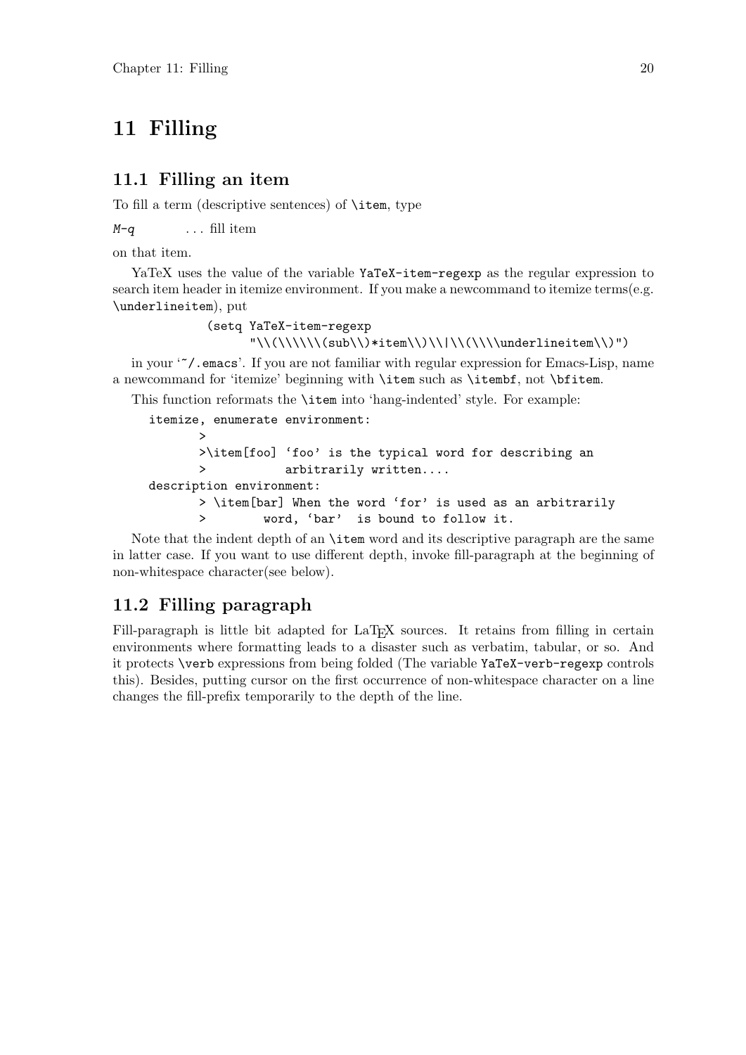// Editorial note: inline monospace runs use backticks so backslash sequences such as `\item`, `\verb`, and the regexp render literally.

# 11 Filling

## 11.1 Filling an item

To fill a term (descriptive sentences) of `\item`, type

*M-q* . . . fill item

on that item.

YaTeX uses the value of the variable `YaTeX-item-regexp` as the regular expression to search item header in itemize environment. If you make a newcommand to itemize terms(e.g. `\underlineitem`), put

```
(setq YaTeX-item-regexp
      "\\(\\\\\\(sub\\)*item\\)\\|\\(\\\\underlineitem\\)")
```

in your '`~/.emacs`'. If you are not familiar with regular expression for Emacs-Lisp, name a newcommand for 'itemize' beginning with `\item` such as `\itembf`, not `\bfitem`.

This function reformats the `\item` into 'hang-indented' style. For example:

```
itemize, enumerate environment:
        >
        >\item[foo] `foo' is the typical word for describing an
        >           arbitrarily written....
description environment:
        > \item[bar] When the word `for' is used as an arbitrarily
        >        word, `bar'  is bound to follow it.
```

Note that the indent depth of an `\item` word and its descriptive paragraph are the same in latter case. If you want to use different depth, invoke fill-paragraph at the beginning of non-whitespace character(see below).

## 11.2 Filling paragraph

Fill-paragraph is little bit adapted for LaTeX sources. It retains from filling in certain environments where formatting leads to a disaster such as verbatim, tabular, or so. And it protects `\verb` expressions from being folded (The variable `YaTeX-verb-regexp` controls this). Besides, putting cursor on the first occurrence of non-whitespace character on a line changes the fill-prefix temporarily to the depth of the line.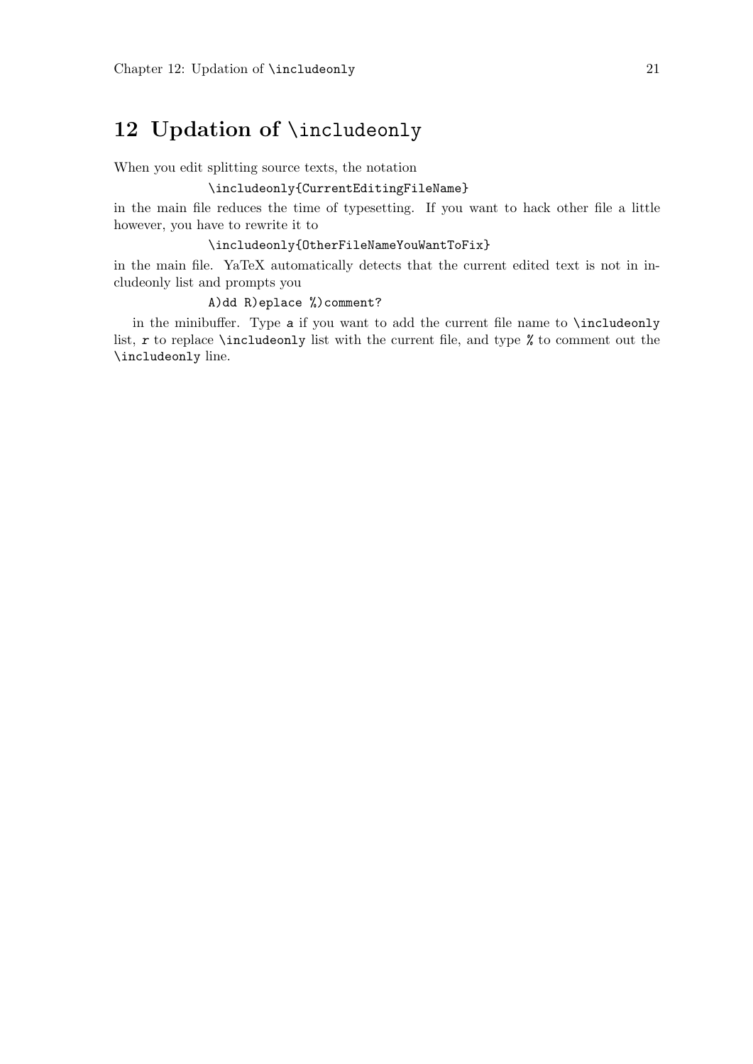# 12 Updation of `\includeonly`

When you edit splitting source texts, the notation

```
\includeonly{CurrentEditingFileName}
```

in the main file reduces the time of typesetting. If you want to hack other file a little however, you have to rewrite it to

```
\includeonly{OtherFileNameYouWantToFix}
```

in the main file. YaTeX automatically detects that the current edited text is not in includeonly list and prompts you

```
A)dd R)eplace %)comment?
```

in the minibuffer. Type `a` if you want to add the current file name to `\includeonly` list, `r` to replace `\includeonly` list with the current file, and type `%` to comment out the `\includeonly` line.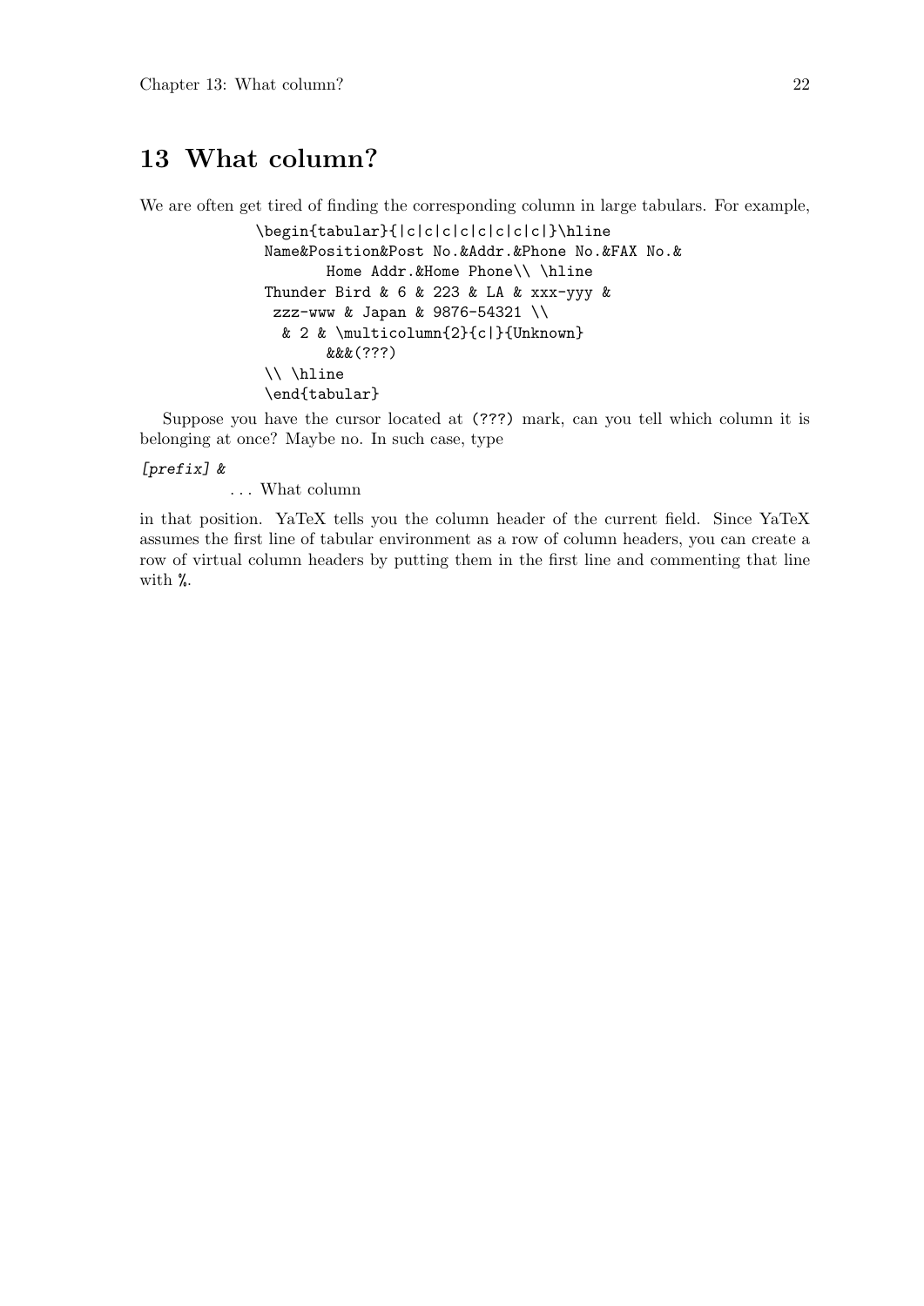# 13 What column?

We are often get tired of finding the corresponding column in large tabulars. For example,

```
\begin{tabular}{|c|c|c|c|c|c|c|c|}\hline
 Name&Position&Post No.&Addr.&Phone No.&FAX No.&
       Home Addr.&Home Phone\\ \hline
 Thunder Bird & 6 & 223 & LA & xxx-yyy &
  zzz-www & Japan & 9876-54321 \\
   & 2 & \multicolumn{2}{c|}{Unknown}
       &&&(???)
 \\ \hline
 \end{tabular}
```

Suppose you have the cursor located at `(???)` mark, can you tell which column it is belonging at once? Maybe no. In such case, type

*[prefix] &*

   ... What column

in that position. YaTeX tells you the column header of the current field. Since YaTeX assumes the first line of tabular environment as a row of column headers, you can create a row of virtual column headers by putting them in the first line and commenting that line with `%`.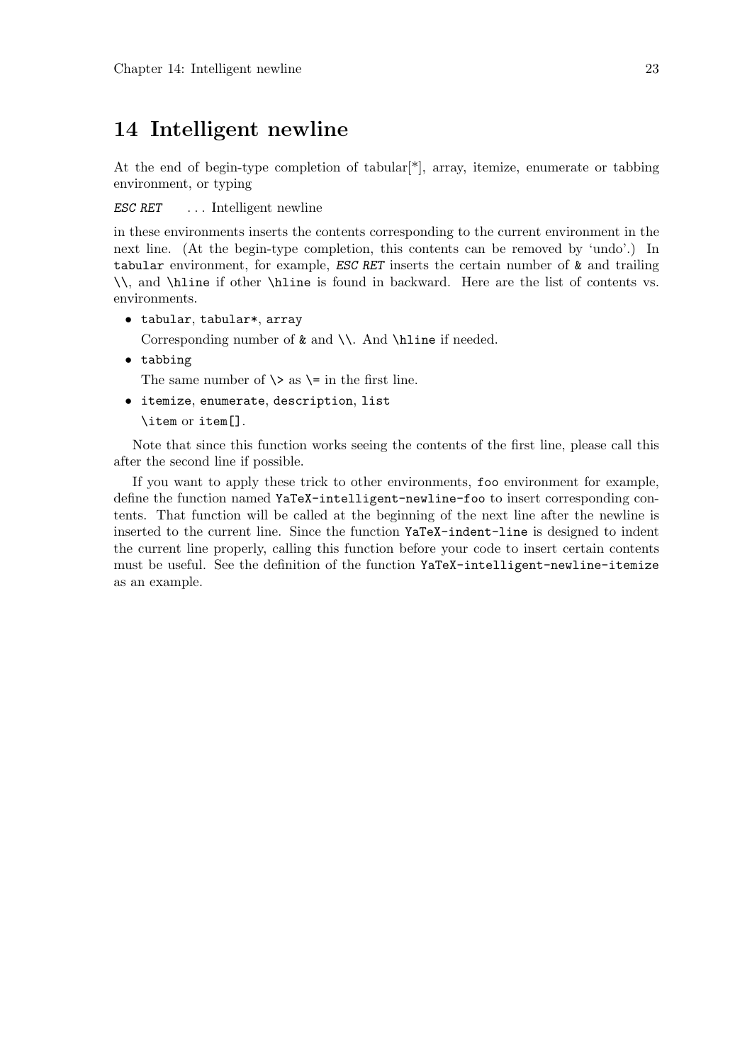# 14 Intelligent newline

At the end of begin-type completion of tabular[*], array, itemize, enumerate or tabbing environment, or typing

*ESC RET* . . . Intelligent newline

in these environments inserts the contents corresponding to the current environment in the next line. (At the begin-type completion, this contents can be removed by 'undo'.) In `tabular` environment, for example, *ESC RET* inserts the certain number of `&` and trailing `\\`, and `\hline` if other `\hline` is found in backward. Here are the list of contents vs. environments.

- `tabular`, `tabular*`, `array`

  Corresponding number of `&` and `\\`. And `\hline` if needed.

- `tabbing`

  The same number of `\>` as `\=` in the first line.

- `itemize`, `enumerate`, `description`, `list`

  `\item` or `item[]`.

Note that since this function works seeing the contents of the first line, please call this after the second line if possible.

If you want to apply these trick to other environments, `foo` environment for example, define the function named `YaTeX-intelligent-newline-foo` to insert corresponding contents. That function will be called at the beginning of the next line after the newline is inserted to the current line. Since the function `YaTeX-indent-line` is designed to indent the current line properly, calling this function before your code to insert certain contents must be useful. See the definition of the function `YaTeX-intelligent-newline-itemize` as an example.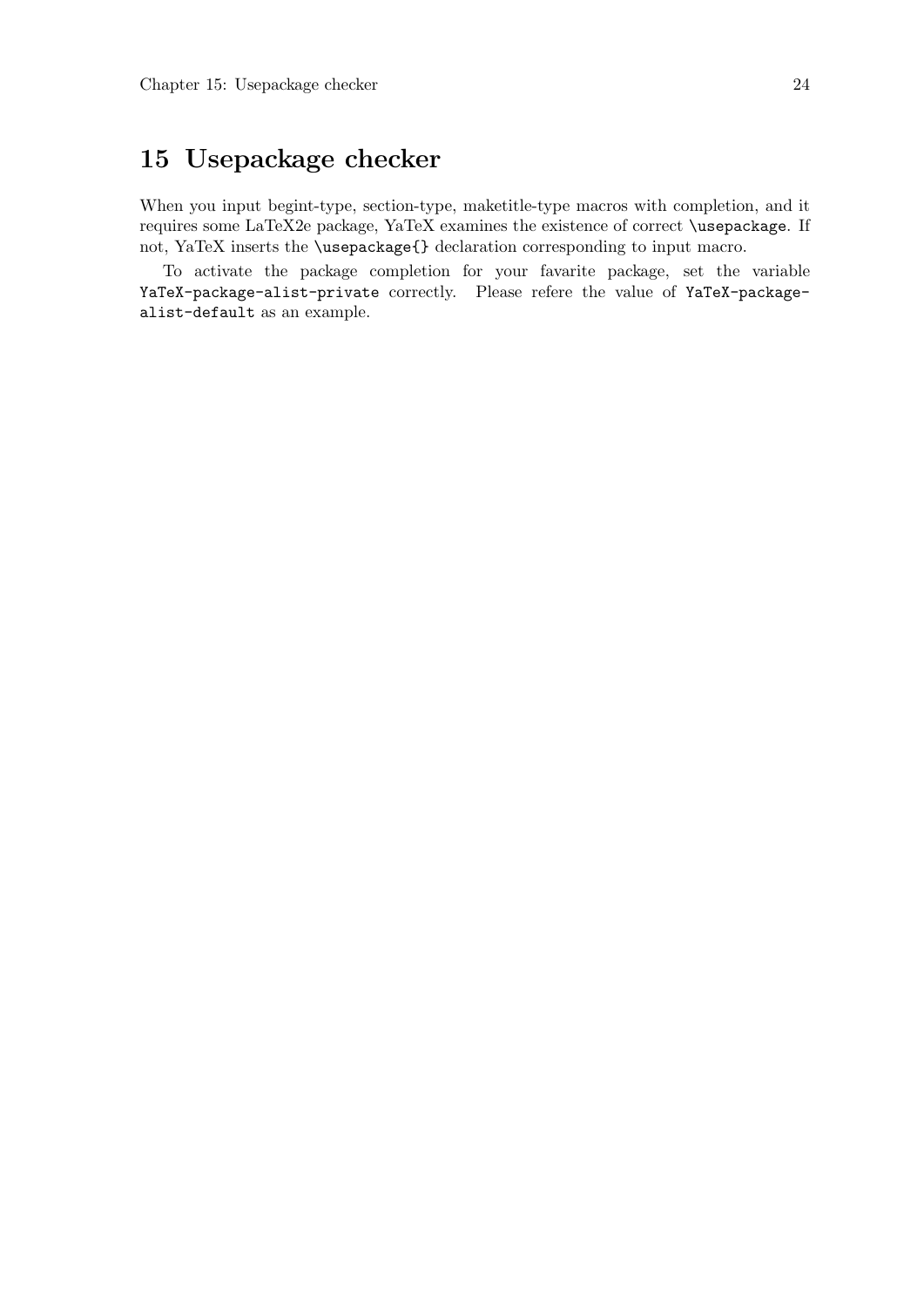# 15 Usepackage checker

When you input begint-type, section-type, maketitle-type macros with completion, and it requires some LaTeX2e package, YaTeX examines the existence of correct `\usepackage`. If not, YaTeX inserts the `\usepackage{}` declaration corresponding to input macro.

To activate the package completion for your favarite package, set the variable `YaTeX-package-alist-private` correctly. Please refere the value of `YaTeX-package-alist-default` as an example.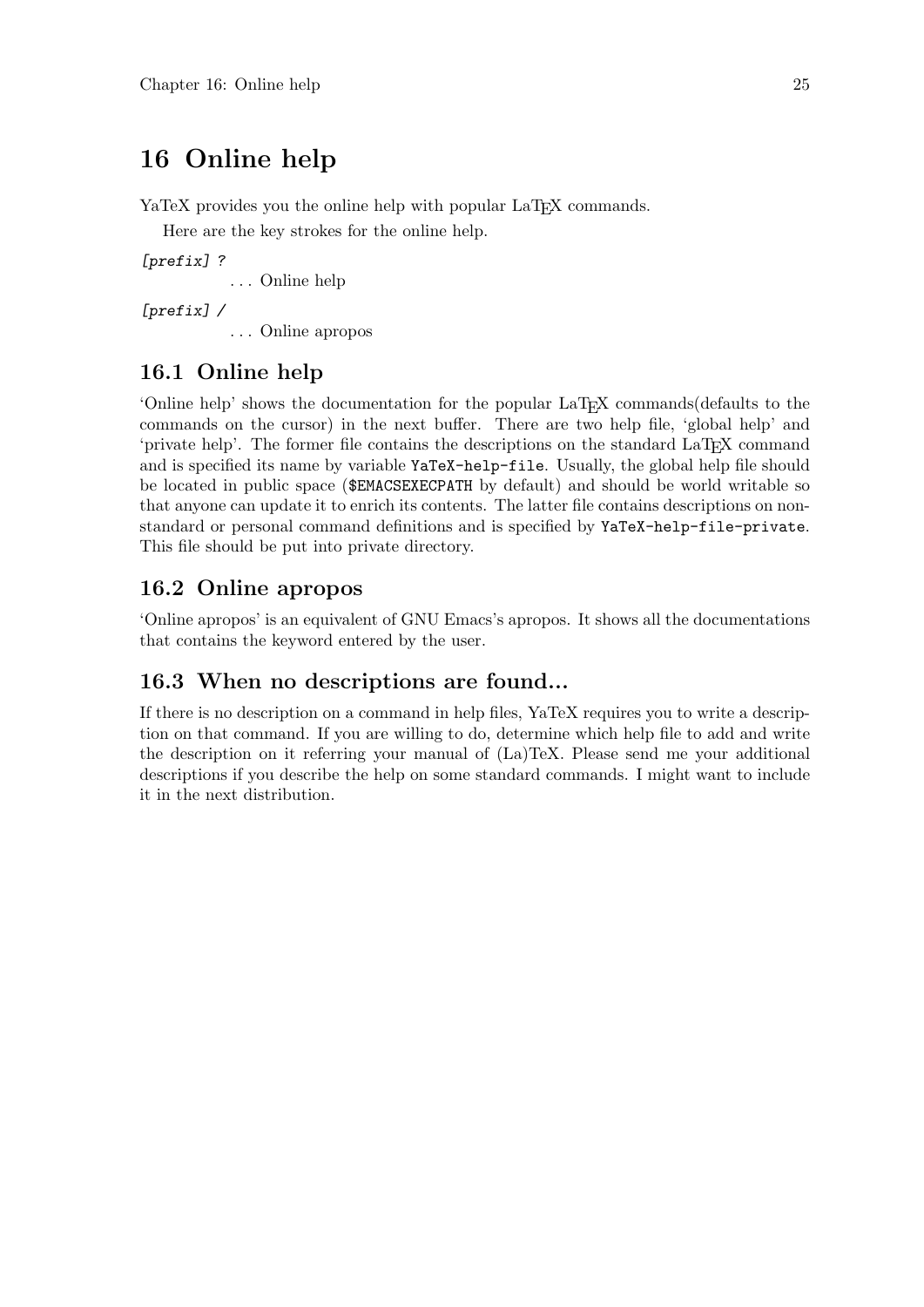# 16 Online help

YaTeX provides you the online help with popular LaTeX commands.

Here are the key strokes for the online help.

*[prefix] ?*
: ... Online help

*[prefix] /*
: ... Online apropos

## 16.1 Online help

'Online help' shows the documentation for the popular LaTeX commands(defaults to the commands on the cursor) in the next buffer. There are two help file, 'global help' and 'private help'. The former file contains the descriptions on the standard LaTeX command and is specified its name by variable `YaTeX-help-file`. Usually, the global help file should be located in public space (`$EMACSEXECPATH` by default) and should be world writable so that anyone can update it to enrich its contents. The latter file contains descriptions on non-standard or personal command definitions and is specified by `YaTeX-help-file-private`. This file should be put into private directory.

## 16.2 Online apropos

'Online apropos' is an equivalent of GNU Emacs's apropos. It shows all the documentations that contains the keyword entered by the user.

## 16.3 When no descriptions are found...

If there is no description on a command in help files, YaTeX requires you to write a description on that command. If you are willing to do, determine which help file to add and write the description on it referring your manual of (La)TeX. Please send me your additional descriptions if you describe the help on some standard commands. I might want to include it in the next distribution.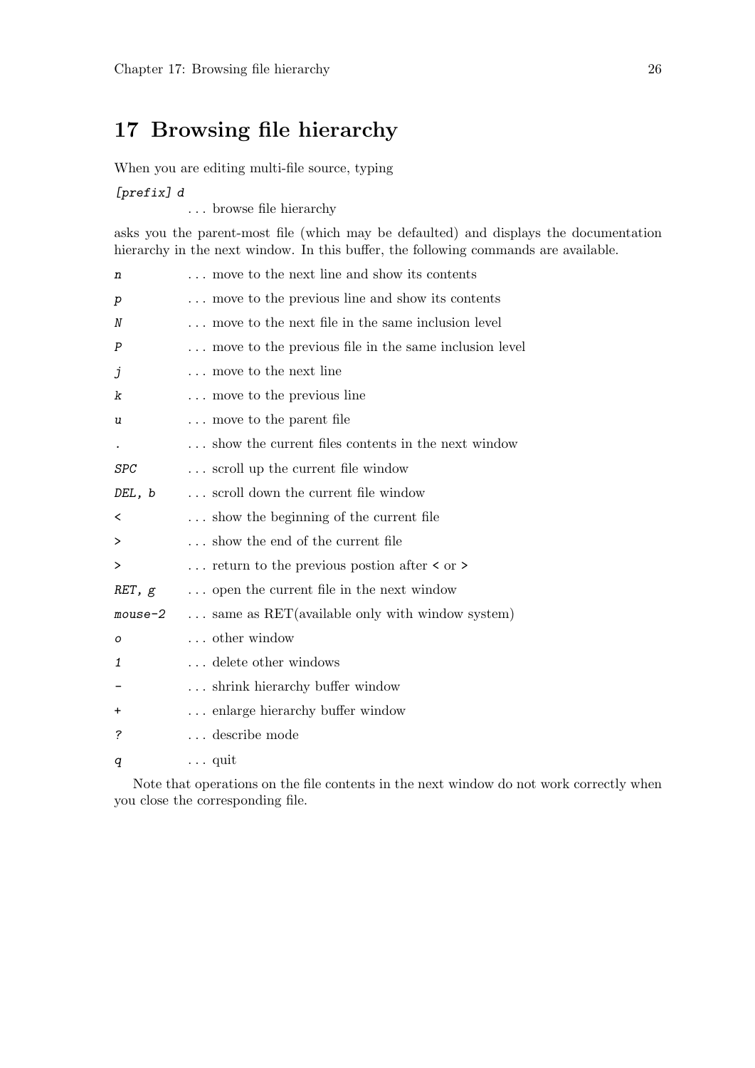# 17 Browsing file hierarchy

When you are editing multi-file source, typing

*[prefix] d*
: ... browse file hierarchy

asks you the parent-most file (which may be defaulted) and displays the documentation hierarchy in the next window. In this buffer, the following commands are available.

*n* ... move to the next line and show its contents

*p* ... move to the previous line and show its contents

*N* ... move to the next file in the same inclusion level

*P* ... move to the previous file in the same inclusion level

*j* ... move to the next line

*k* ... move to the previous line

*u* ... move to the parent file

*.* ... show the current files contents in the next window

*SPC* ... scroll up the current file window

*DEL, b* ... scroll down the current file window

*<* ... show the beginning of the current file

*>* ... show the end of the current file

*>* ... return to the previous postion after `<` or `>`

*RET, g* ... open the current file in the next window

*mouse-2* ... same as RET(available only with window system)

*o* ... other window

*1* ... delete other windows

*-* ... shrink hierarchy buffer window

*+* ... enlarge hierarchy buffer window

*?* ... describe mode

*q* ... quit

Note that operations on the file contents in the next window do not work correctly when you close the corresponding file.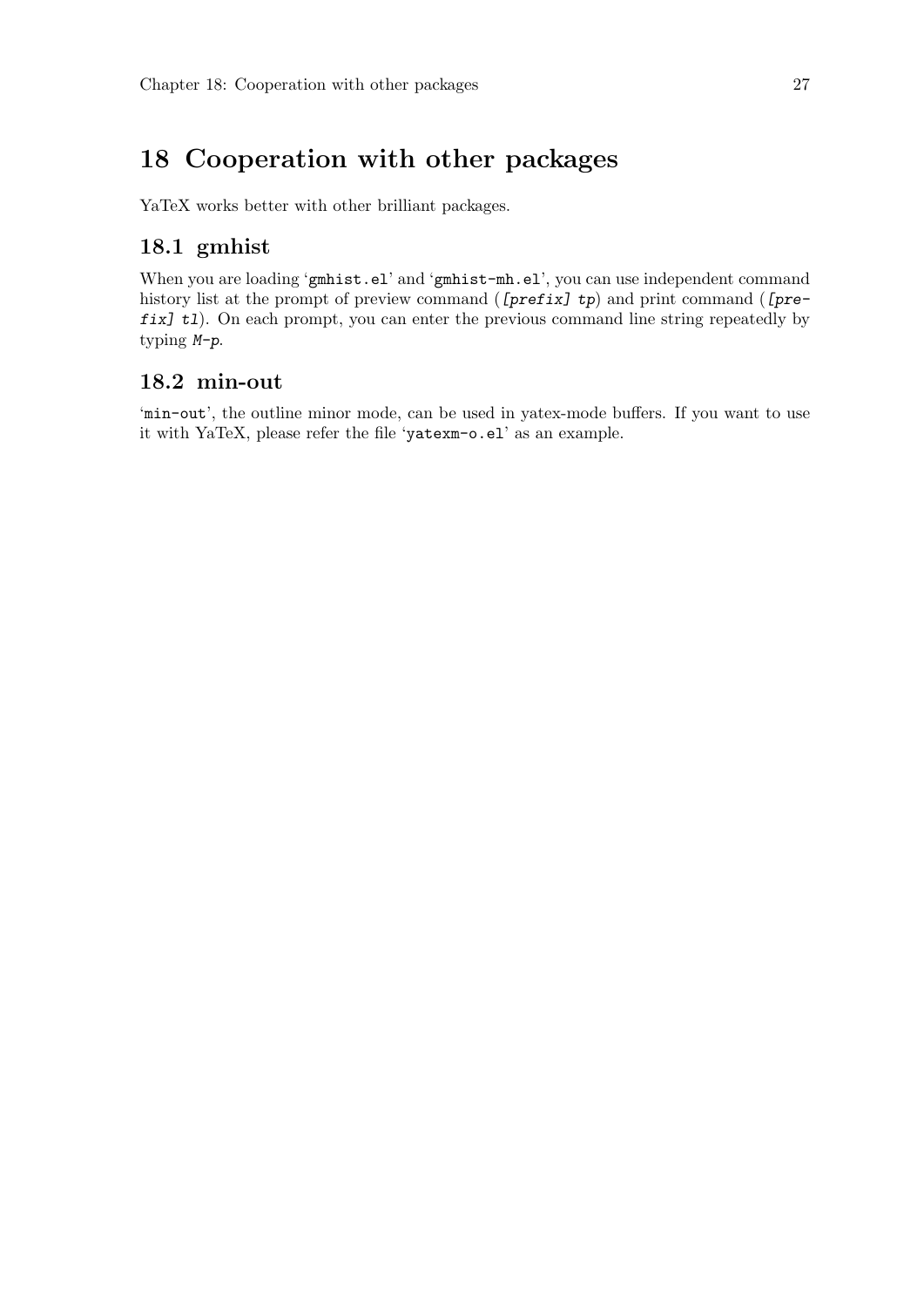# 18 Cooperation with other packages

YaTeX works better with other brilliant packages.

## 18.1 gmhist

When you are loading '`gmhist.el`' and '`gmhist-mh.el`', you can use independent command history list at the prompt of preview command (*[prefix] tp*) and print command (*[prefix] tl*). On each prompt, you can enter the previous command line string repeatedly by typing *M-p*.

## 18.2 min-out

'`min-out`', the outline minor mode, can be used in yatex-mode buffers. If you want to use it with YaTeX, please refer the file '`yatexm-o.el`' as an example.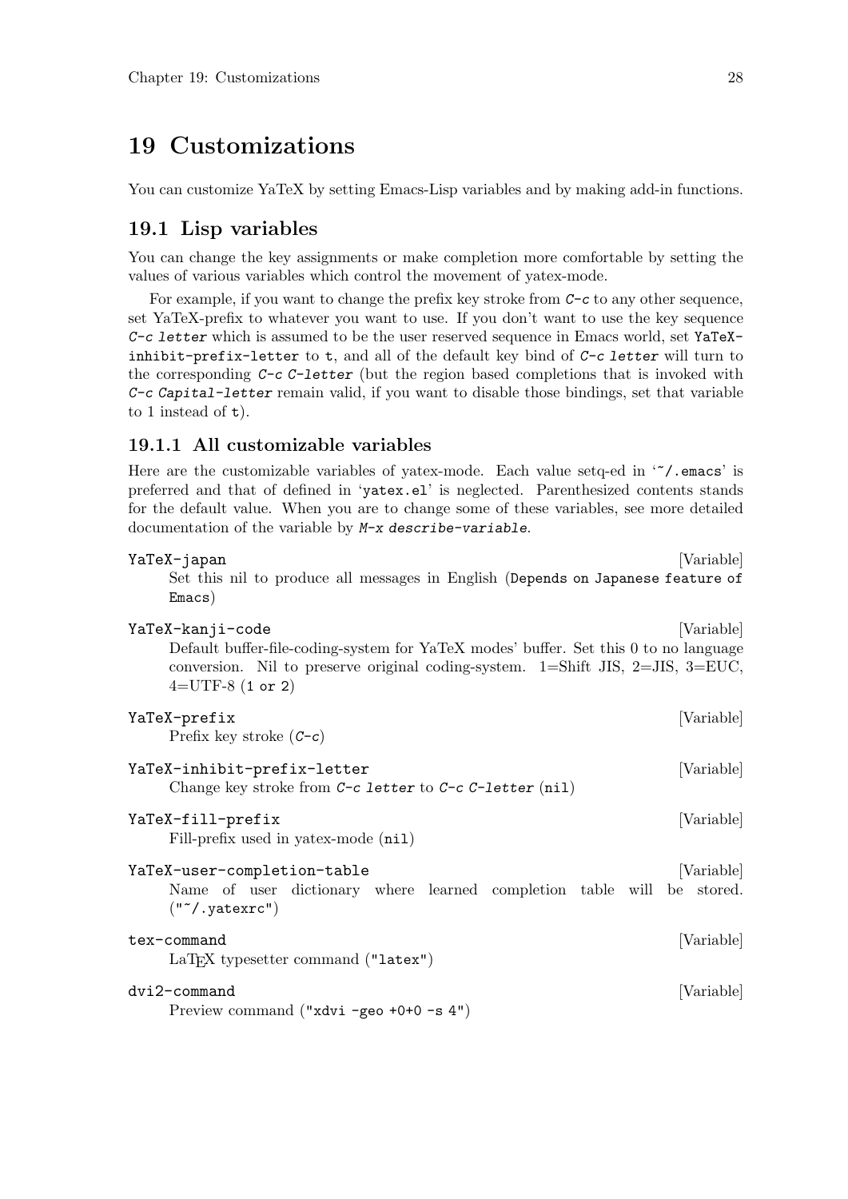# 19 Customizations

You can customize YaTeX by setting Emacs-Lisp variables and by making add-in functions.

## 19.1 Lisp variables

You can change the key assignments or make completion more comfortable by setting the values of various variables which control the movement of yatex-mode.

For example, if you want to change the prefix key stroke from `C-c` to any other sequence, set YaTeX-prefix to whatever you want to use. If you don't want to use the key sequence `C-c letter` which is assumed to be the user reserved sequence in Emacs world, set `YaTeX-inhibit-prefix-letter` to `t`, and all of the default key bind of `C-c letter` will turn to the corresponding `C-c C-letter` (but the region based completions that is invoked with `C-c Capital-letter` remain valid, if you want to disable those bindings, set that variable to 1 instead of `t`).

### 19.1.1 All customizable variables

Here are the customizable variables of yatex-mode. Each value setq-ed in '`~/.emacs`' is preferred and that of defined in '`yatex.el`' is neglected. Parenthesized contents stands for the default value. When you are to change some of these variables, see more detailed documentation of the variable by `M-x describe-variable`.

`YaTeX-japan` [Variable]
: Set this nil to produce all messages in English (`Depends on Japanese feature of Emacs`)

`YaTeX-kanji-code` [Variable]
: Default buffer-file-coding-system for YaTeX modes' buffer. Set this 0 to no language conversion. Nil to preserve original coding-system. 1=Shift JIS, 2=JIS, 3=EUC, 4=UTF-8 (`1 or 2`)

`YaTeX-prefix` [Variable]
: Prefix key stroke (`C-c`)

`YaTeX-inhibit-prefix-letter` [Variable]
: Change key stroke from `C-c letter` to `C-c C-letter` (`nil`)

`YaTeX-fill-prefix` [Variable]
: Fill-prefix used in yatex-mode (`nil`)

`YaTeX-user-completion-table` [Variable]
: Name of user dictionary where learned completion table will be stored. (`"~/.yatexrc"`)

`tex-command` [Variable]
: LaTeX typesetter command (`"latex"`)

`dvi2-command` [Variable]
: Preview command (`"xdvi -geo +0+0 -s 4"`)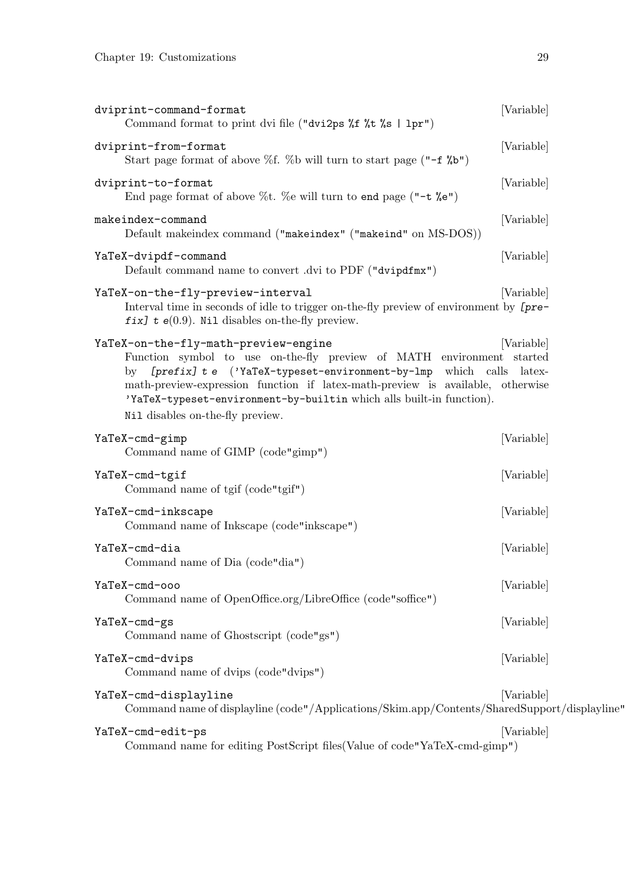`dviprint-command-format` [Variable]

Command format to print dvi file (`"dvi2ps %f %t %s | lpr"`)

`dviprint-from-format` [Variable]

Start page format of above %f. %b will turn to start page (`"-f %b"`)

`dviprint-to-format` [Variable]

End page format of above %t. %e will turn to `end` page (`"-t %e"`)

`makeindex-command` [Variable]

Default makeindex command (`"makeindex"` (`"makeind"` on MS-DOS))

`YaTeX-dvipdf-command` [Variable]

Default command name to convert .dvi to PDF (`"dvipdfmx"`)

`YaTeX-on-the-fly-preview-interval` [Variable]

Interval time in seconds of idle to trigger on-the-fly preview of environment by *`[prefix] t e`*(0.9). `Nil` disables on-the-fly preview.

`YaTeX-on-the-fly-math-preview-engine` [Variable]

Function symbol to use on-the-fly preview of MATH environment started by *`[prefix] t e`* (`'YaTeX-typeset-environment-by-lmp` which calls latex-math-preview-expression function if latex-math-preview is available, otherwise `'YaTeX-typeset-environment-by-builtin` which alls built-in function).

`Nil` disables on-the-fly preview.

`YaTeX-cmd-gimp` [Variable]

Command name of GIMP (code"gimp")

`YaTeX-cmd-tgif` [Variable]

Command name of tgif (code"tgif")

`YaTeX-cmd-inkscape` [Variable]

Command name of Inkscape (code"inkscape")

`YaTeX-cmd-dia` [Variable]

Command name of Dia (code"dia")

`YaTeX-cmd-ooo` [Variable]

Command name of OpenOffice.org/LibreOffice (code"soffice")

`YaTeX-cmd-gs` [Variable]

Command name of Ghostscript (code"gs")

`YaTeX-cmd-dvips` [Variable]

Command name of dvips (code"dvips")

`YaTeX-cmd-displayline` [Variable]

Command name of displayline (code"/Applications/Skim.app/Contents/SharedSupport/displayline"

`YaTeX-cmd-edit-ps` [Variable]

Command name for editing PostScript files(Value of code"YaTeX-cmd-gimp")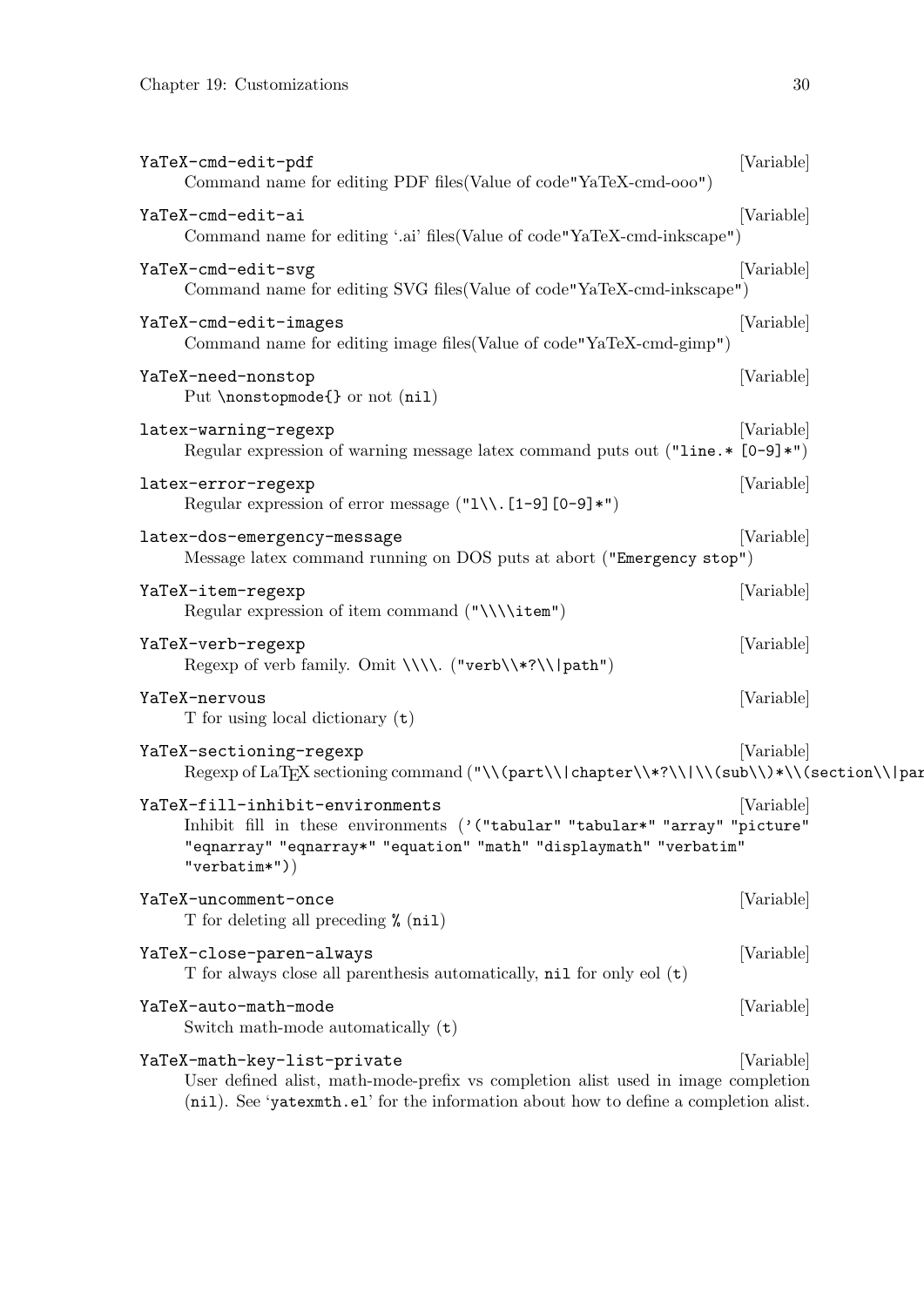`YaTeX-cmd-edit-pdf` [Variable]
: Command name for editing PDF files(Value of code"YaTeX-cmd-ooo")

`YaTeX-cmd-edit-ai` [Variable]
: Command name for editing '.ai' files(Value of code"YaTeX-cmd-inkscape")

`YaTeX-cmd-edit-svg` [Variable]
: Command name for editing SVG files(Value of code"YaTeX-cmd-inkscape")

`YaTeX-cmd-edit-images` [Variable]
: Command name for editing image files(Value of code"YaTeX-cmd-gimp")

`YaTeX-need-nonstop` [Variable]
: Put `\nonstopmode{}` or not (`nil`)

`latex-warning-regexp` [Variable]
: Regular expression of warning message latex command puts out (`"line.* [0-9]*"`)

`latex-error-regexp` [Variable]
: Regular expression of error message (`"l\\.[1-9][0-9]*"`)

`latex-dos-emergency-message` [Variable]
: Message latex command running on DOS puts at abort (`"Emergency stop"`)

`YaTeX-item-regexp` [Variable]
: Regular expression of item command (`"\\\\item"`)

`YaTeX-verb-regexp` [Variable]
: Regexp of verb family. Omit `\\\\`. (`"verb\\*?\\|path"`)

`YaTeX-nervous` [Variable]
: T for using local dictionary (`t`)

`YaTeX-sectioning-regexp` [Variable]
: Regexp of LaTeX sectioning command (`"\\(part\\|chapter\\*?\\|\\(sub\\)*\\(section\\|par`

`YaTeX-fill-inhibit-environments` [Variable]
: Inhibit fill in these environments (`'("tabular" "tabular*" "array" "picture" "eqnarray" "eqnarray*" "equation" "math" "displaymath" "verbatim" "verbatim*")`)

`YaTeX-uncomment-once` [Variable]
: T for deleting all preceding `%` (`nil`)

`YaTeX-close-paren-always` [Variable]
: T for always close all parenthesis automatically, `nil` for only eol (`t`)

`YaTeX-auto-math-mode` [Variable]
: Switch math-mode automatically (`t`)

`YaTeX-math-key-list-private` [Variable]
: User defined alist, math-mode-prefix vs completion alist used in image completion (`nil`). See '`yatexmth.el`' for the information about how to define a completion alist.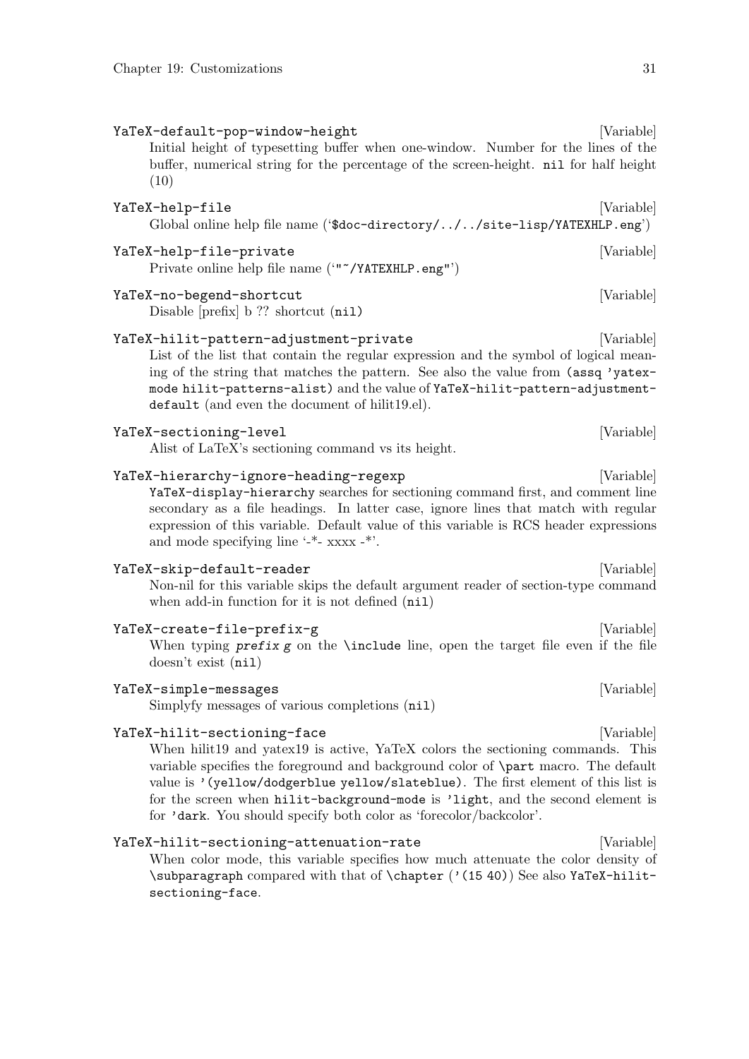`YaTeX-default-pop-window-height` [Variable]

Initial height of typesetting buffer when one-window. Number for the lines of the buffer, numerical string for the percentage of the screen-height. `nil` for half height (10)

`YaTeX-help-file` [Variable]

Global online help file name (`'$doc-directory/../../site-lisp/YATEXHLP.eng'`)

`YaTeX-help-file-private` [Variable]

Private online help file name (`'"~/YATEXHLP.eng"'`)

`YaTeX-no-begend-shortcut` [Variable]

Disable [prefix] b ?? shortcut (`nil`)

`YaTeX-hilit-pattern-adjustment-private` [Variable]

List of the list that contain the regular expression and the symbol of logical meaning of the string that matches the pattern. See also the value from `(assq 'yatex-mode hilit-patterns-alist)` and the value of `YaTeX-hilit-pattern-adjustment-default` (and even the document of hilit19.el).

`YaTeX-sectioning-level` [Variable]

Alist of LaTeX's sectioning command vs its height.

`YaTeX-hierarchy-ignore-heading-regexp` [Variable]

`YaTeX-display-hierarchy` searches for sectioning command first, and comment line secondary as a file headings. In latter case, ignore lines that match with regular expression of this variable. Default value of this variable is RCS header expressions and mode specifying line '-*- xxxx -*'.

`YaTeX-skip-default-reader` [Variable]

Non-nil for this variable skips the default argument reader of section-type command when add-in function for it is not defined (`nil`)

`YaTeX-create-file-prefix-g` [Variable]

When typing *`prefix g`* on the `\include` line, open the target file even if the file doesn't exist (`nil`)

`YaTeX-simple-messages` [Variable]

Simplyfy messages of various completions (`nil`)

`YaTeX-hilit-sectioning-face` [Variable]

When hilit19 and yatex19 is active, YaTeX colors the sectioning commands. This variable specifies the foreground and background color of `\part` macro. The default value is `'(yellow/dodgerblue yellow/slateblue)`. The first element of this list is for the screen when `hilit-background-mode` is `'light`, and the second element is for `'dark`. You should specify both color as 'forecolor/backcolor'.

`YaTeX-hilit-sectioning-attenuation-rate` [Variable]

When color mode, this variable specifies how much attenuate the color density of `\subparagraph` compared with that of `\chapter` (`'(15 40)`) See also `YaTeX-hilit-sectioning-face`.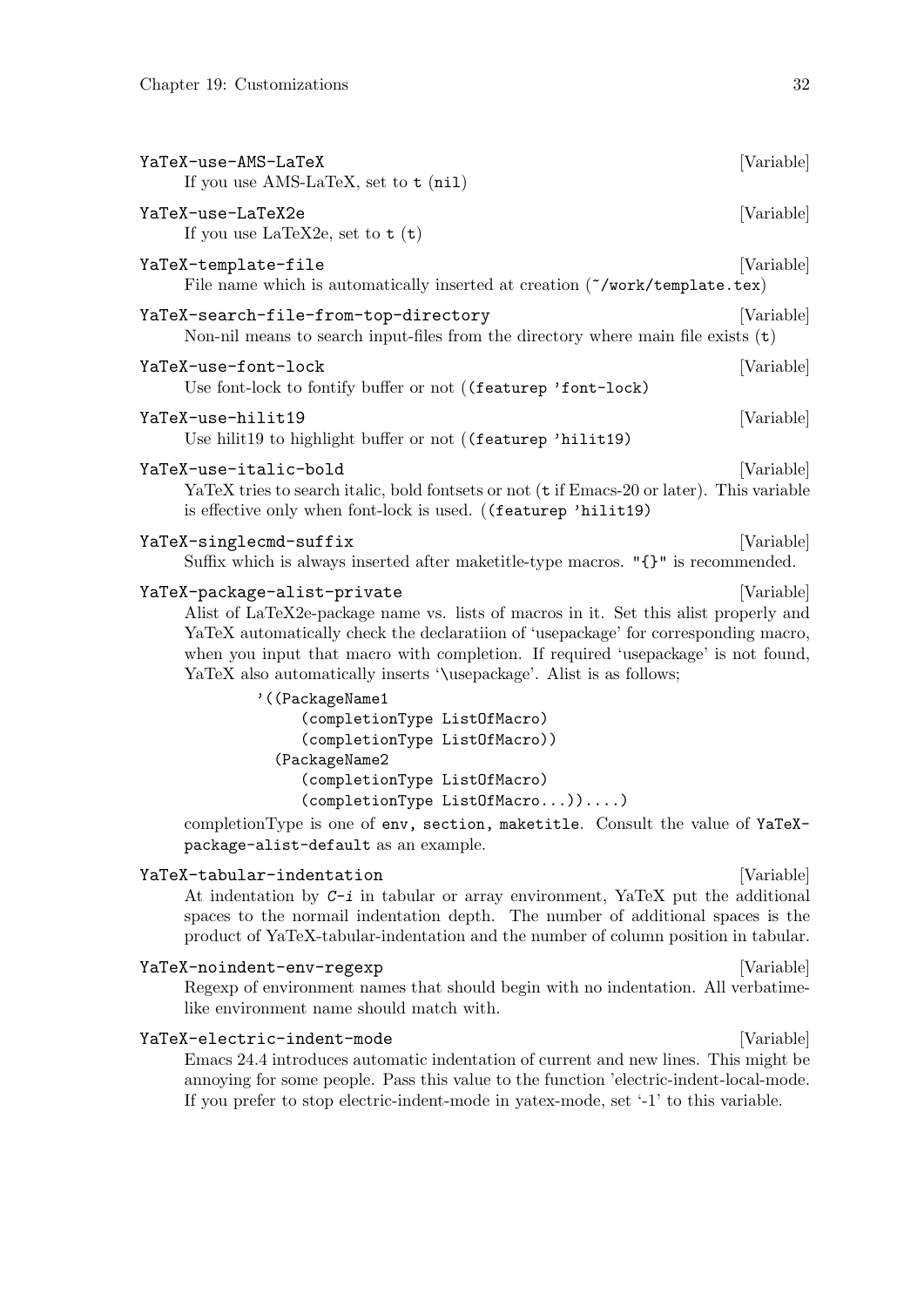`YaTeX-use-AMS-LaTeX` [Variable]
: If you use AMS-LaTeX, set to `t` (`nil`)

`YaTeX-use-LaTeX2e` [Variable]
: If you use LaTeX2e, set to `t` (`t`)

`YaTeX-template-file` [Variable]
: File name which is automatically inserted at creation (`~/work/template.tex`)

`YaTeX-search-file-from-top-directory` [Variable]
: Non-nil means to search input-files from the directory where main file exists (`t`)

`YaTeX-use-font-lock` [Variable]
: Use font-lock to fontify buffer or not (`(featurep 'font-lock)`

`YaTeX-use-hilit19` [Variable]
: Use hilit19 to highlight buffer or not (`(featurep 'hilit19)`

`YaTeX-use-italic-bold` [Variable]
: YaTeX tries to search italic, bold fontsets or not (`t` if Emacs-20 or later). This variable is effective only when font-lock is used. (`(featurep 'hilit19)`

`YaTeX-singlecmd-suffix` [Variable]
: Suffix which is always inserted after maketitle-type macros. `"{}"` is recommended.

`YaTeX-package-alist-private` [Variable]
: Alist of LaTeX2e-package name vs. lists of macros in it. Set this alist properly and YaTeX automatically check the declaratiion of 'usepackage' for corresponding macro, when you input that macro with completion. If required 'usepackage' is not found, YaTeX also automatically inserts '\usepackage'. Alist is as follows;

```
'((PackageName1
    (completionType ListOfMacro)
    (completionType ListOfMacro))
  (PackageName2
    (completionType ListOfMacro)
    (completionType ListOfMacro...))....)
```

completionType is one of `env, section, maketitle`. Consult the value of `YaTeX-package-alist-default` as an example.

`YaTeX-tabular-indentation` [Variable]
: At indentation by *C-i* in tabular or array environment, YaTeX put the additional spaces to the normail indentation depth. The number of additional spaces is the product of YaTeX-tabular-indentation and the number of column position in tabular.

`YaTeX-noindent-env-regexp` [Variable]
: Regexp of environment names that should begin with no indentation. All verbatime-like environment name should match with.

`YaTeX-electric-indent-mode` [Variable]
: Emacs 24.4 introduces automatic indentation of current and new lines. This might be annoying for some people. Pass this value to the function 'electric-indent-local-mode. If you prefer to stop electric-indent-mode in yatex-mode, set '-1' to this variable.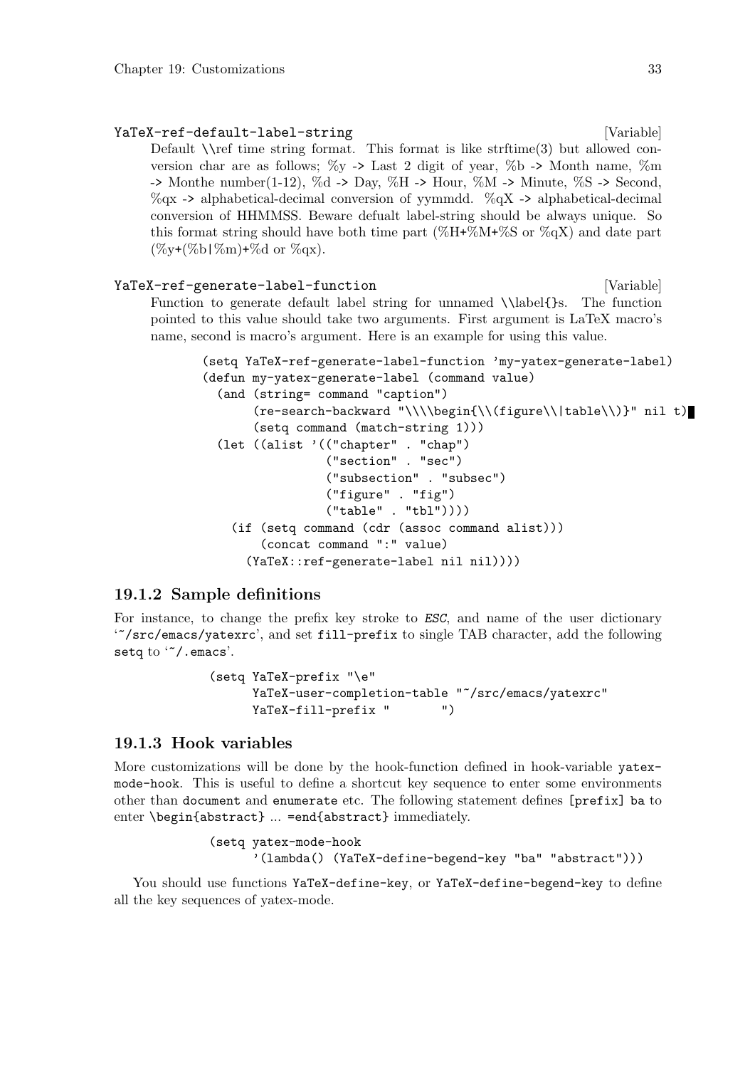`YaTeX-ref-default-label-string` [Variable]

Default \\ref time string format. This format is like strftime(3) but allowed conversion char are as follows; %y -> Last 2 digit of year, %b -> Month name, %m -> Monthe number(1-12), %d -> Day, %H -> Hour, %M -> Minute, %S -> Second, %qx -> alphabetical-decimal conversion of yymmdd. %qX -> alphabetical-decimal conversion of HHMMSS. Beware defualt label-string should be always unique. So this format string should have both time part (%H+%M+%S or %qX) and date part (%y+(%b|%m)+%d or %qx).

`YaTeX-ref-generate-label-function` [Variable]

Function to generate default label string for unnamed \\label{}s. The function pointed to this value should take two arguments. First argument is LaTeX macro's name, second is macro's argument. Here is an example for using this value.

```
(setq YaTeX-ref-generate-label-function 'my-yatex-generate-label)
(defun my-yatex-generate-label (command value)
  (and (string= command "caption")
       (re-search-backward "\\\\begin{\\(figure\\|table\\)}" nil t)
       (setq command (match-string 1)))
  (let ((alist '(("chapter" . "chap")
                 ("section" . "sec")
                 ("subsection" . "subsec")
                 ("figure" . "fig")
                 ("table" . "tbl"))))
    (if (setq command (cdr (assoc command alist)))
        (concat command ":" value)
      (YaTeX::ref-generate-label nil nil))))
```

### 19.1.2 Sample definitions

For instance, to change the prefix key stroke to *ESC*, and name of the user dictionary '`~/src/emacs/yatexrc`', and set `fill-prefix` to single TAB character, add the following `setq` to '`~/.emacs`'.

```
(setq YaTeX-prefix "\e"
      YaTeX-user-completion-table "~/src/emacs/yatexrc"
      YaTeX-fill-prefix "	")
```

### 19.1.3 Hook variables

More customizations will be done by the hook-function defined in hook-variable `yatex-mode-hook`. This is useful to define a shortcut key sequence to enter some environments other than `document` and `enumerate` etc. The following statement defines `[prefix] ba` to enter `\begin{abstract} ... =end{abstract}` immediately.

```
(setq yatex-mode-hook
      '(lambda() (YaTeX-define-begend-key "ba" "abstract")))
```

You should use functions `YaTeX-define-key`, or `YaTeX-define-begend-key` to define all the key sequences of yatex-mode.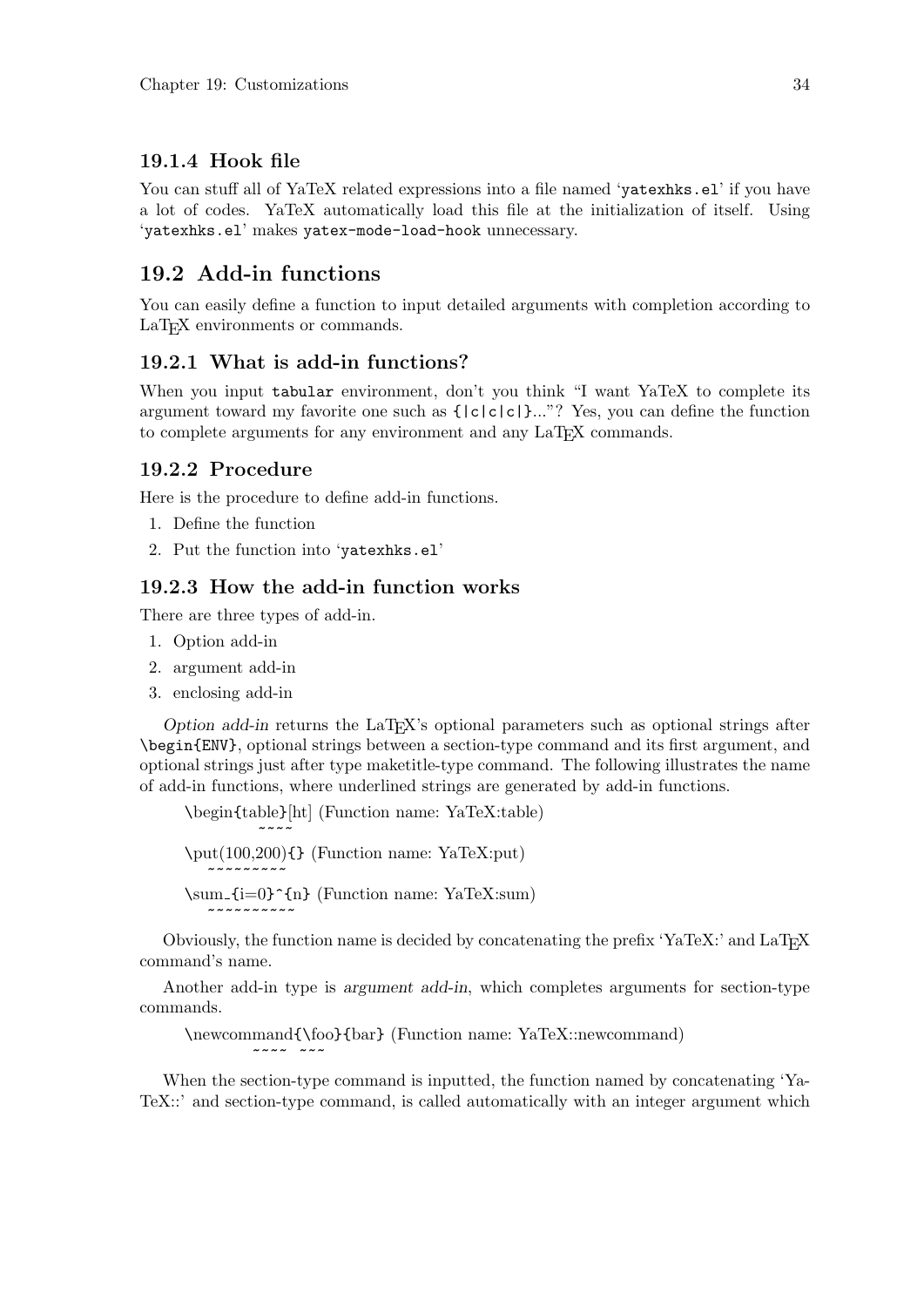### 19.1.4 Hook file

You can stuff all of YaTeX related expressions into a file named '`yatexhks.el`' if you have a lot of codes. YaTeX automatically load this file at the initialization of itself. Using '`yatexhks.el`' makes `yatex-mode-load-hook` unnecessary.

## 19.2 Add-in functions

You can easily define a function to input detailed arguments with completion according to LaTeX environments or commands.

### 19.2.1 What is add-in functions?

When you input `tabular` environment, don't you think "I want YaTeX to complete its argument toward my favorite one such as `{|c|c|c|}`..."? Yes, you can define the function to complete arguments for any environment and any LaTeX commands.

### 19.2.2 Procedure

Here is the procedure to define add-in functions.

1. Define the function
2. Put the function into '`yatexhks.el`'

### 19.2.3 How the add-in function works

There are three types of add-in.

1. Option add-in
2. argument add-in
3. enclosing add-in

*Option add-in* returns the LaTeX's optional parameters such as optional strings after `\begin{ENV}`, optional strings between a section-type command and its first argument, and optional strings just after type maketitle-type command. The following illustrates the name of add-in functions, where underlined strings are generated by add-in functions.

```
\begin{table}[ht] (Function name: YaTeX:table)
             ~~~~
\put(100,200){} (Function name: YaTeX:put)
    ~~~~~~~~~
\sum_{i=0}^{n} (Function name: YaTeX:sum)
    ~~~~~~~~~~
```

Obviously, the function name is decided by concatenating the prefix 'YaTeX:' and LaTeX command's name.

Another add-in type is *argument add-in*, which completes arguments for section-type commands.

```
\newcommand{\foo}{bar} (Function name: YaTeX::newcommand)
            ~~~~  ~~~
```

When the section-type command is inputted, the function named by concatenating 'YaTeX::' and section-type command, is called automatically with an integer argument which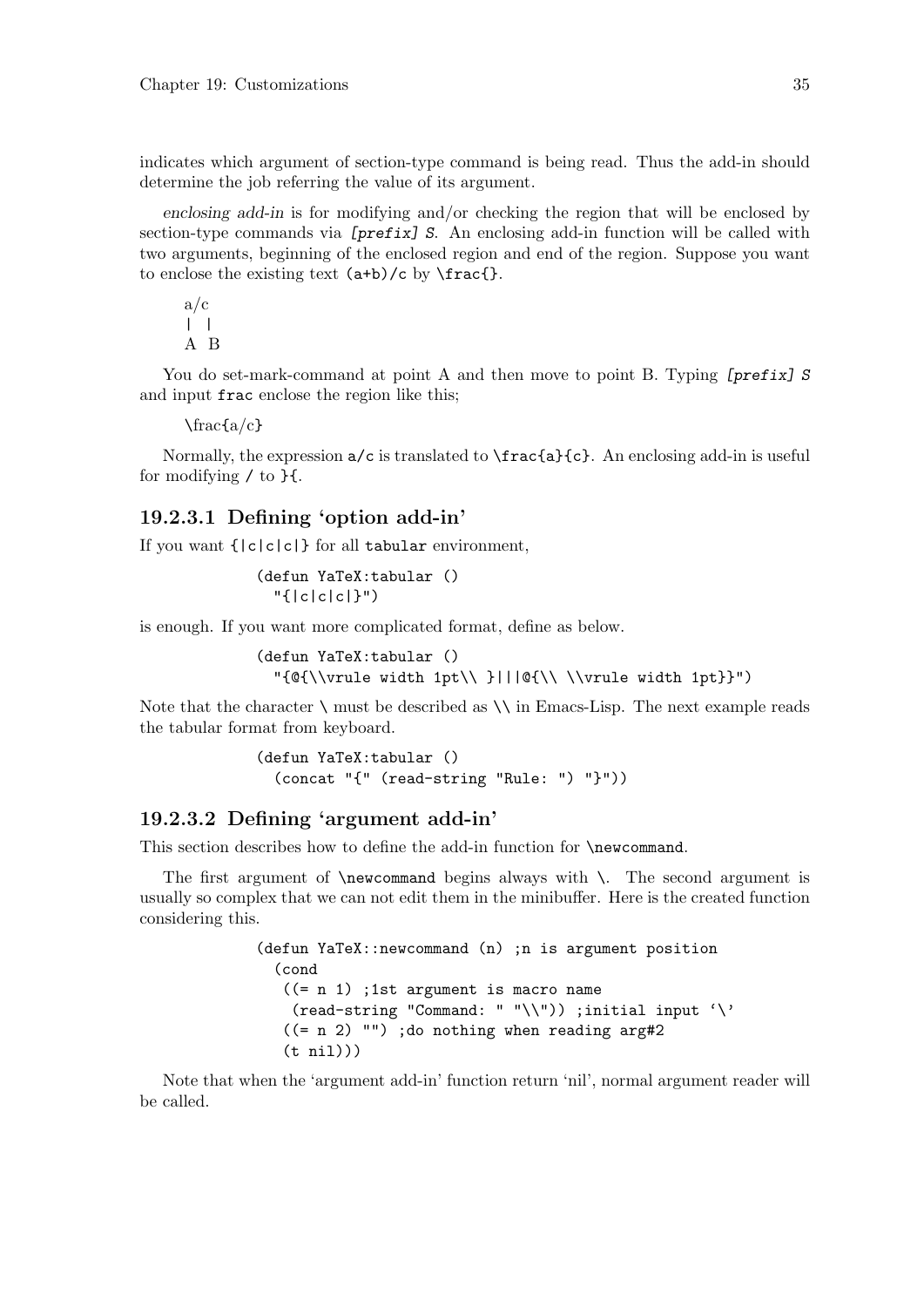indicates which argument of section-type command is being read. Thus the add-in should determine the job referring the value of its argument.

*enclosing add-in* is for modifying and/or checking the region that will be enclosed by section-type commands via *[prefix] S*. An enclosing add-in function will be called with two arguments, beginning of the enclosed region and end of the region. Suppose you want to enclose the existing text `(a+b)/c` by `\frac{}`.

```
a/c
| |
A B
```

You do set-mark-command at point A and then move to point B. Typing *[prefix] S* and input `frac` enclose the region like this;

```
\frac{a/c}
```

Normally, the expression `a/c` is translated to `\frac{a}{c}`. An enclosing add-in is useful for modifying `/` to `}{`.

### 19.2.3.1 Defining 'option add-in'

If you want `{|c|c|c|}` for all `tabular` environment,

```
(defun YaTeX:tabular ()
  "{|c|c|c|}")
```

is enough. If you want more complicated format, define as below.

```
(defun YaTeX:tabular ()
  "{@{\\vrule width 1pt\\ }|||@{\\ \\vrule width 1pt}}")
```

Note that the character `\` must be described as `\\` in Emacs-Lisp. The next example reads the tabular format from keyboard.

```
(defun YaTeX:tabular ()
  (concat "{" (read-string "Rule: ") "}"))
```

### 19.2.3.2 Defining 'argument add-in'

This section describes how to define the add-in function for `\newcommand`.

The first argument of `\newcommand` begins always with `\`. The second argument is usually so complex that we can not edit them in the minibuffer. Here is the created function considering this.

```
(defun YaTeX::newcommand (n) ;n is argument position
  (cond
   ((= n 1) ;1st argument is macro name
    (read-string "Command: " "\\")) ;initial input '\'
   ((= n 2) "") ;do nothing when reading arg#2
   (t nil)))
```

Note that when the 'argument add-in' function return 'nil', normal argument reader will be called.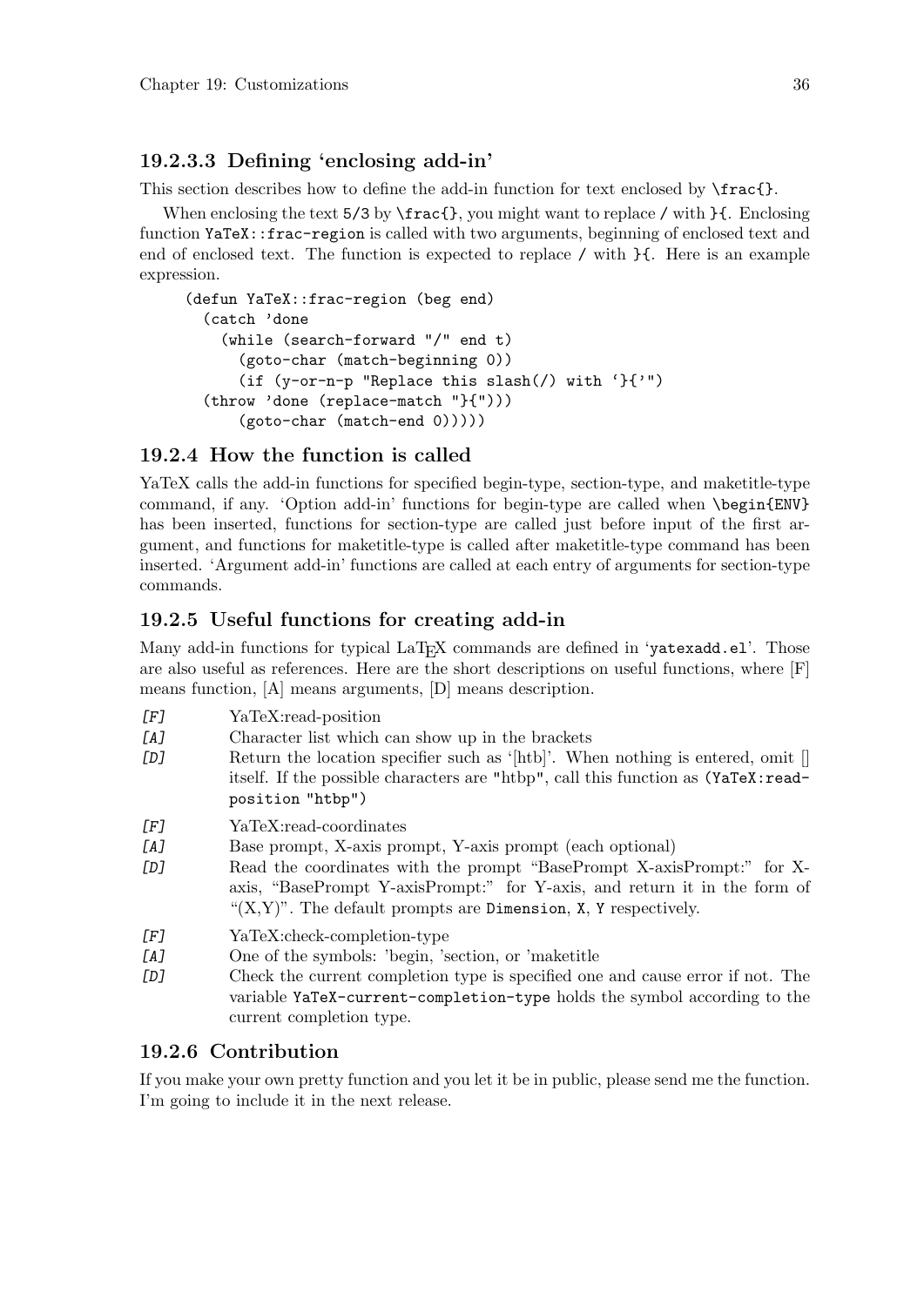#### 19.2.3.3 Defining 'enclosing add-in'

This section describes how to define the add-in function for text enclosed by `\frac{}`.

When enclosing the text `5/3` by `\frac{}`, you might want to replace `/` with `}{`. Enclosing function `YaTeX::frac-region` is called with two arguments, beginning of enclosed text and end of enclosed text. The function is expected to replace `/` with `}{`. Here is an example expression.

```
(defun YaTeX::frac-region (beg end)
  (catch 'done
    (while (search-forward "/" end t)
      (goto-char (match-beginning 0))
      (if (y-or-n-p "Replace this slash(/) with `}{'")
  (throw 'done (replace-match "}{")))
      (goto-char (match-end 0)))))
```

### 19.2.4 How the function is called

YaTeX calls the add-in functions for specified begin-type, section-type, and maketitle-type command, if any. 'Option add-in' functions for begin-type are called when `\begin{ENV}` has been inserted, functions for section-type are called just before input of the first argument, and functions for maketitle-type is called after maketitle-type command has been inserted. 'Argument add-in' functions are called at each entry of arguments for section-type commands.

### 19.2.5 Useful functions for creating add-in

Many add-in functions for typical LaTeX commands are defined in '`yatexadd.el`'. Those are also useful as references. Here are the short descriptions on useful functions, where [F] means function, [A] means arguments, [D] means description.

*[F]* YaTeX:read-position

*[A]* Character list which can show up in the brackets

*[D]* Return the location specifier such as '[htb]'. When nothing is entered, omit [] itself. If the possible characters are `"htbp"`, call this function as `(YaTeX:read-position "htbp")`

*[F]* YaTeX:read-coordinates

*[A]* Base prompt, X-axis prompt, Y-axis prompt (each optional)

*[D]* Read the coordinates with the prompt "BasePrompt X-axisPrompt:" for X-axis, "BasePrompt Y-axisPrompt:" for Y-axis, and return it in the form of "(X,Y)". The default prompts are `Dimension`, `X`, `Y` respectively.

*[F]* YaTeX:check-completion-type

*[A]* One of the symbols: 'begin, 'section, or 'maketitle

*[D]* Check the current completion type is specified one and cause error if not. The variable `YaTeX-current-completion-type` holds the symbol according to the current completion type.

### 19.2.6 Contribution

If you make your own pretty function and you let it be in public, please send me the function. I'm going to include it in the next release.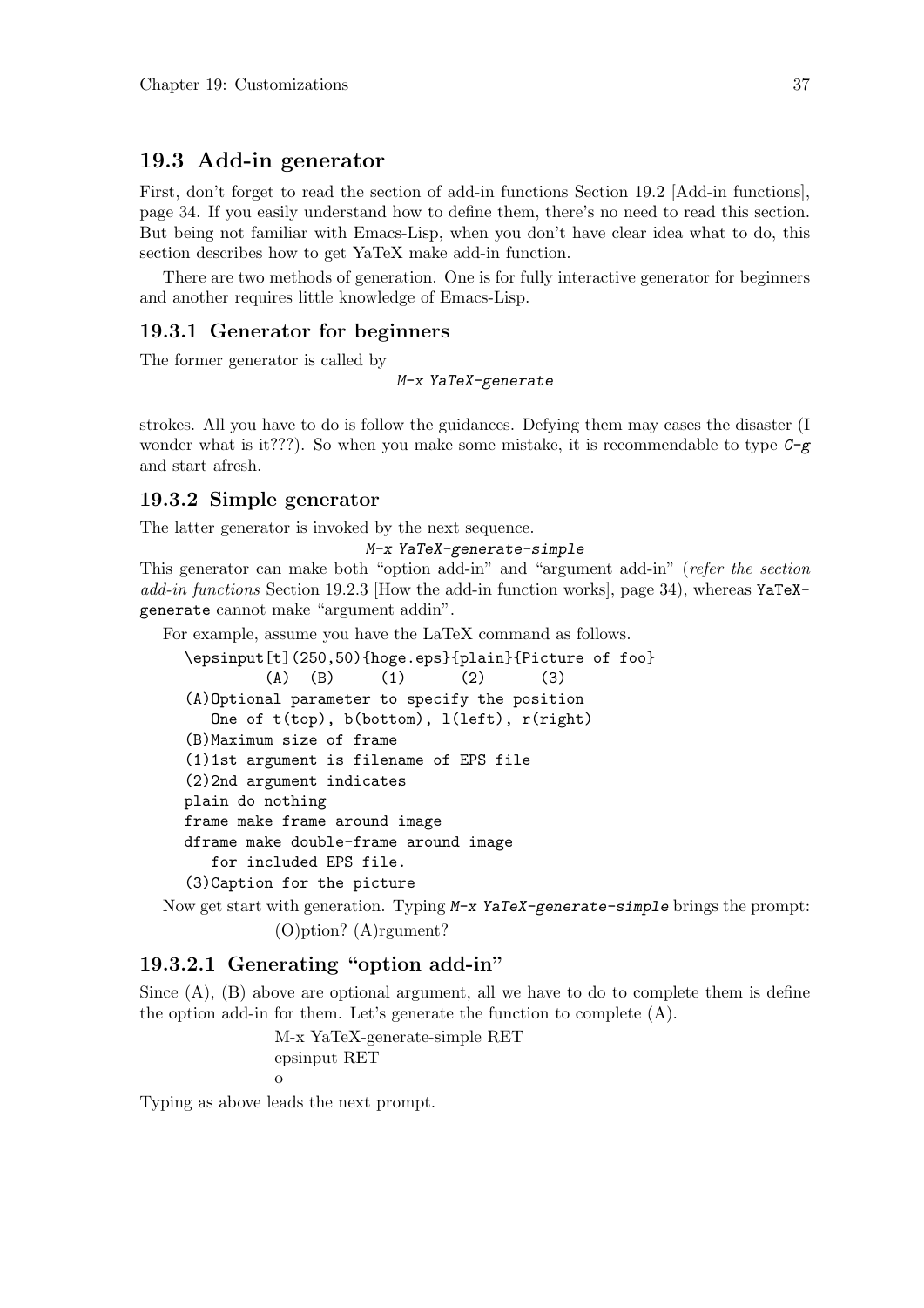## 19.3 Add-in generator

First, don't forget to read the section of add-in functions Section 19.2 [Add-in functions], page 34. If you easily understand how to define them, there's no need to read this section. But being not familiar with Emacs-Lisp, when you don't have clear idea what to do, this section describes how to get YaTeX make add-in function.

There are two methods of generation. One is for fully interactive generator for beginners and another requires little knowledge of Emacs-Lisp.

### 19.3.1 Generator for beginners

The former generator is called by

```
M-x YaTeX-generate
```

strokes. All you have to do is follow the guidances. Defying them may cases the disaster (I wonder what is it???). So when you make some mistake, it is recommendable to type `C-g` and start afresh.

### 19.3.2 Simple generator

The latter generator is invoked by the next sequence.

```
M-x YaTeX-generate-simple
```

This generator can make both "option add-in" and "argument add-in" (*refer the section add-in functions* Section 19.2.3 [How the add-in function works], page 34), whereas `YaTeX-generate` cannot make "argument addin".

For example, assume you have the LaTeX command as follows.

```
\epsinput[t](250,50){hoge.eps}{plain}{Picture of foo}
         (A)  (B)     (1)      (2)      (3)
(A)Optional parameter to specify the position
   One of t(top), b(bottom), l(left), r(right)
(B)Maximum size of frame
(1)1st argument is filename of EPS file
(2)2nd argument indicates
plain do nothing
frame make frame around image
dframe make double-frame around image
   for included EPS file.
(3)Caption for the picture
```

Now get start with generation. Typing `M-x YaTeX-generate-simple` brings the prompt:

(O)ption? (A)rgument?

#### 19.3.2.1 Generating "option add-in"

Since (A), (B) above are optional argument, all we have to do to complete them is define the option add-in for them. Let's generate the function to complete (A).

```
M-x YaTeX-generate-simple RET
epsinput RET
o
```

Typing as above leads the next prompt.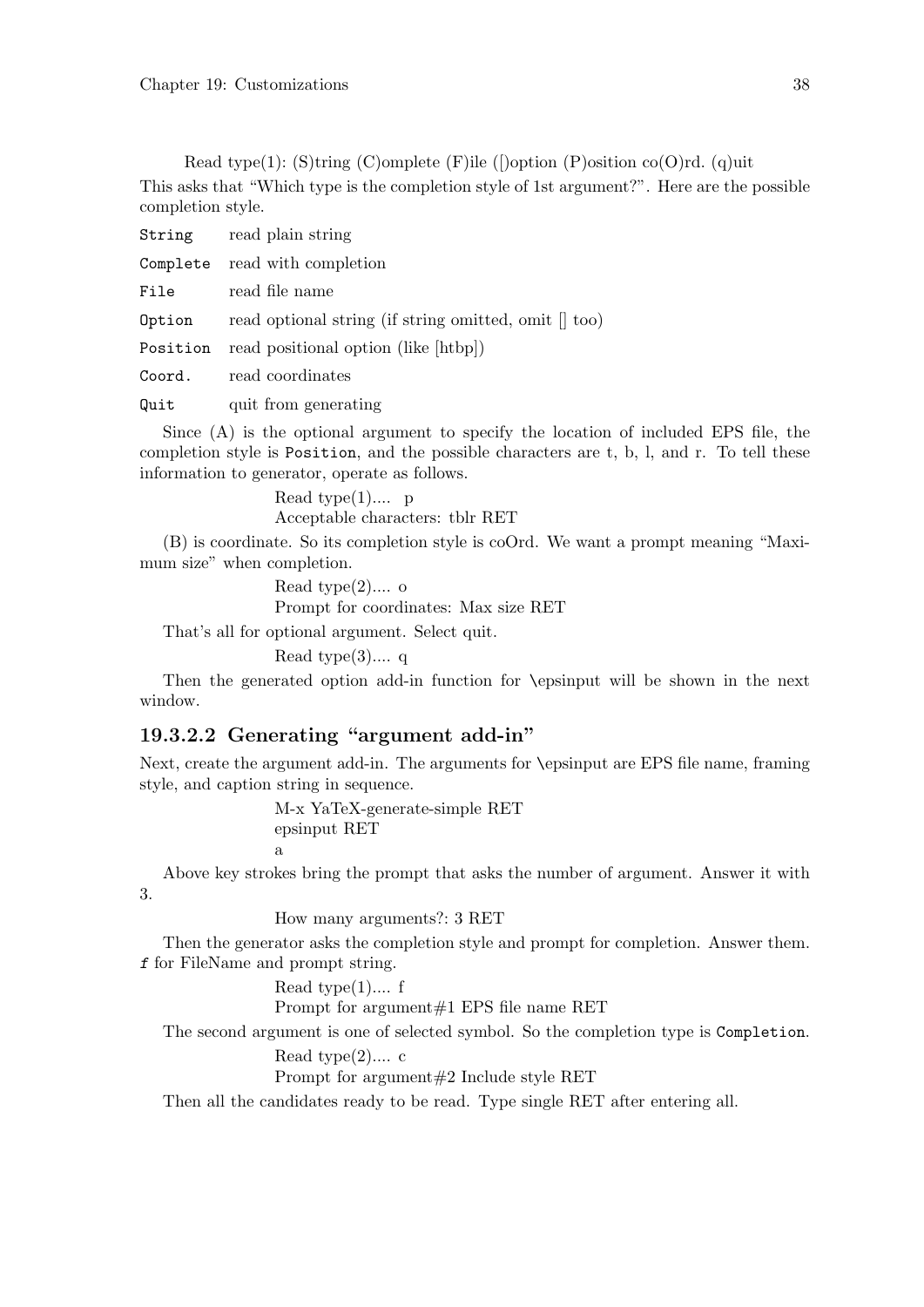Read type(1): (S)tring (C)omplete (F)ile ([)option (P)osition co(O)rd. (q)uit

This asks that "Which type is the completion style of 1st argument?". Here are the possible completion style.

`String` read plain string

`Complete` read with completion

`File` read file name

`Option` read optional string (if string omitted, omit [] too)

`Position` read positional option (like [htbp])

`Coord.` read coordinates

`Quit` quit from generating

Since (A) is the optional argument to specify the location of included EPS file, the completion style is `Position`, and the possible characters are t, b, l, and r. To tell these information to generator, operate as follows.

```
Read type(1).... p
Acceptable characters: tblr RET
```

(B) is coordinate. So its completion style is coOrd. We want a prompt meaning "Maximum size" when completion.

```
Read type(2).... o
Prompt for coordinates: Max size RET
```

That's all for optional argument. Select quit.

```
Read type(3).... q
```

Then the generated option add-in function for \epsinput will be shown in the next window.

#### 19.3.2.2 Generating "argument add-in"

Next, create the argument add-in. The arguments for \epsinput are EPS file name, framing style, and caption string in sequence.

```
M-x YaTeX-generate-simple RET
epsinput RET
a
```

Above key strokes bring the prompt that asks the number of argument. Answer it with 3.

```
How many arguments?: 3 RET
```

Then the generator asks the completion style and prompt for completion. Answer them. *f* for FileName and prompt string.

```
Read type(1).... f
Prompt for argument#1 EPS file name RET
```

The second argument is one of selected symbol. So the completion type is `Completion`.

```
Read type(2).... c
Prompt for argument#2 Include style RET
```

Then all the candidates ready to be read. Type single RET after entering all.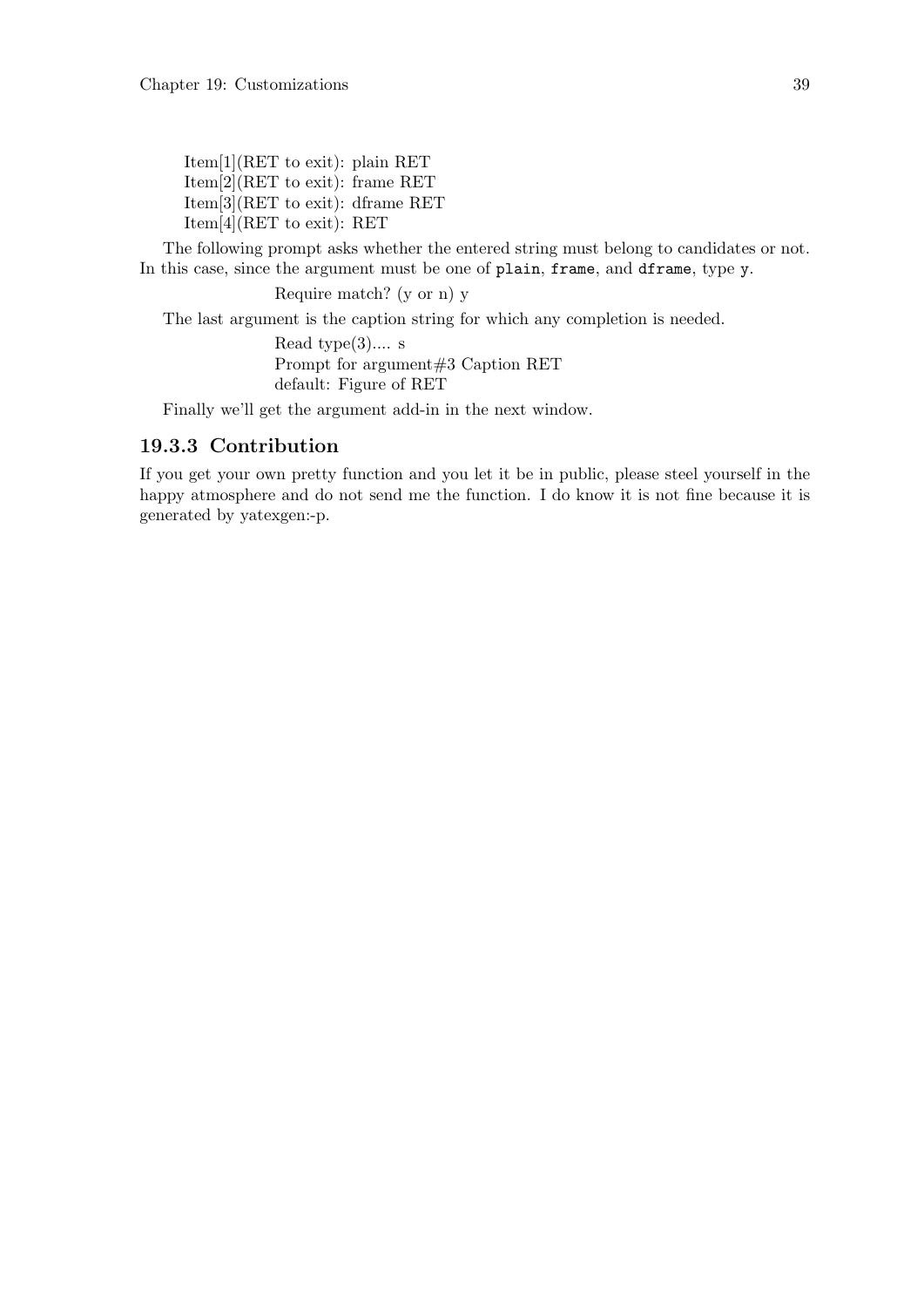Item[1](RET to exit): plain RET
Item[2](RET to exit): frame RET
Item[3](RET to exit): dframe RET
Item[4](RET to exit): RET

The following prompt asks whether the entered string must belong to candidates or not. In this case, since the argument must be one of `plain`, `frame`, and `dframe`, type `y`.

Require match? (y or n) y

The last argument is the caption string for which any completion is needed.

Read type(3).... s
Prompt for argument#3 Caption RET
default: Figure of RET

Finally we'll get the argument add-in in the next window.

### 19.3.3 Contribution

If you get your own pretty function and you let it be in public, please steel yourself in the happy atmosphere and do not send me the function. I do know it is not fine because it is generated by yatexgen:-p.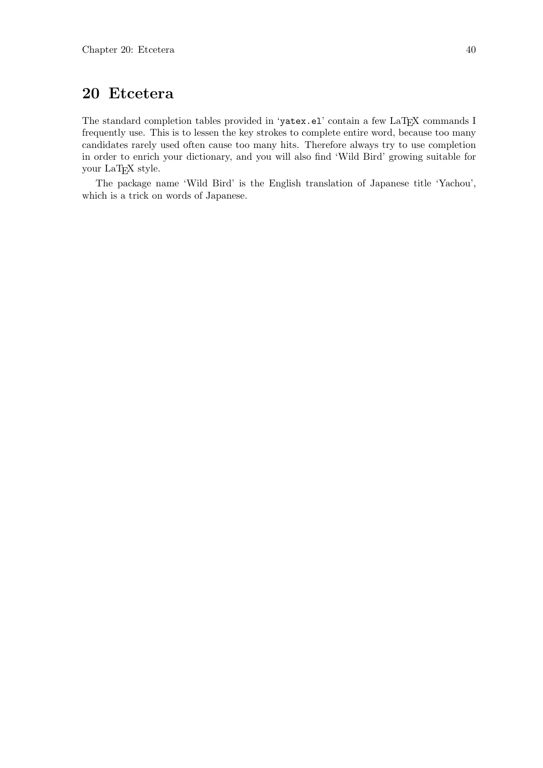# 20 Etcetera

The standard completion tables provided in 'yatex.el' contain a few LaTeX commands I frequently use. This is to lessen the key strokes to complete entire word, because too many candidates rarely used often cause too many hits. Therefore always try to use completion in order to enrich your dictionary, and you will also find 'Wild Bird' growing suitable for your LaTeX style.

The package name 'Wild Bird' is the English translation of Japanese title 'Yachou', which is a trick on words of Japanese.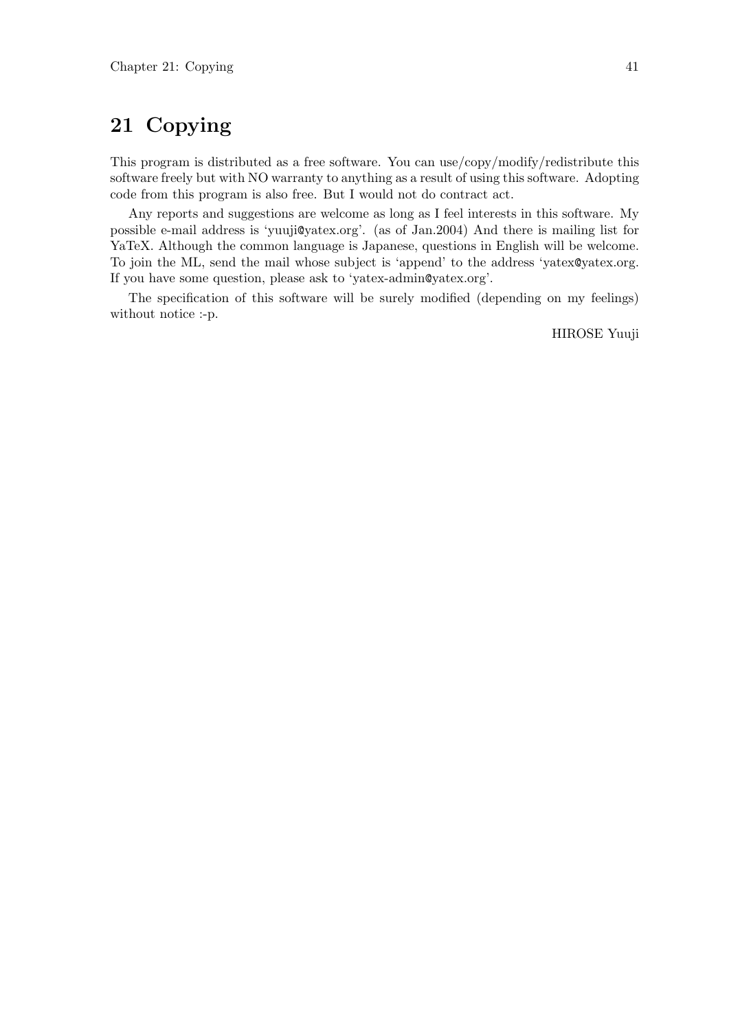# 21 Copying

This program is distributed as a free software. You can use/copy/modify/redistribute this software freely but with NO warranty to anything as a result of using this software. Adopting code from this program is also free. But I would not do contract act.

Any reports and suggestions are welcome as long as I feel interests in this software. My possible e-mail address is 'yuuji@yatex.org'. (as of Jan.2004) And there is mailing list for YaTeX. Although the common language is Japanese, questions in English will be welcome. To join the ML, send the mail whose subject is 'append' to the address 'yatex@yatex.org. If you have some question, please ask to 'yatex-admin@yatex.org'.

The specification of this software will be surely modified (depending on my feelings) without notice :-p.

HIROSE Yuuji